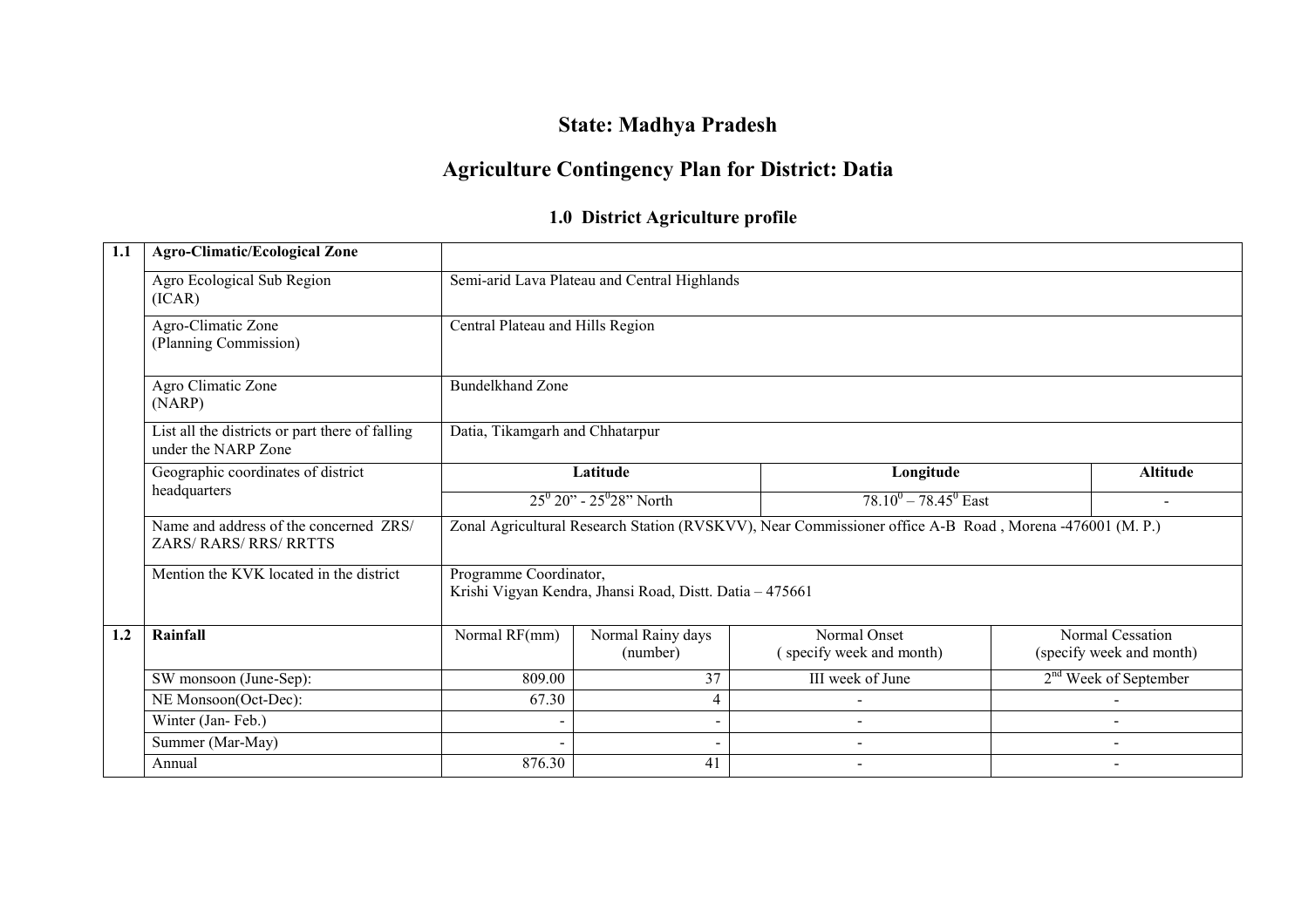# State: Madhya Pradesh

# Agriculture Contingency Plan for District: Datia

## 1.0 District Agriculture profile

| 1.1 | **Agro-Climatic/Ecological Zone** | | | | | |
|---|---|---|---|---|---|---|
| | Agro Ecological Sub Region (ICAR) | Semi-arid Lava Plateau and Central Highlands | | | | |
| | Agro-Climatic Zone (Planning Commission) | Central Plateau and Hills Region | | | | |
| | Agro Climatic Zone (NARP) | Bundelkhand Zone | | | | |
| | List all the districts or part there of falling under the NARP Zone | Datia, Tikamgarh and Chhatarpur | | | | |
| | Geographic coordinates of district headquarters | **Latitude** | | **Longitude** | | **Altitude** |
| | | $25^0$ 20" - $25^0$28" North | | $78.10^0 – 78.45^0$ East | | - |
| | Name and address of the concerned ZRS/ ZARS/ RARS/ RRS/ RRTTS | Zonal Agricultural Research Station (RVSKVV), Near Commissioner office A-B Road , Morena -476001 (M. P.) | | | | |
| | Mention the KVK located in the district | Programme Coordinator, Krishi Vigyan Kendra, Jhansi Road, Distt. Datia – 475661 | | | | |
| **1.2** | **Rainfall** | Normal RF(mm) | Normal Rainy days (number) | Normal Onset ( specify week and month) | Normal Cessation (specify week and month) | |
| | SW monsoon (June-Sep): | 809.00 | 37 | III week of June | 2nd Week of September | |
| | NE Monsoon(Oct-Dec): | 67.30 | 4 | - | - | |
| | Winter (Jan- Feb.) | - | - | - | - | |
| | Summer (Mar-May) | - | - | - | - | |
| | Annual | 876.30 | 41 | - | - | |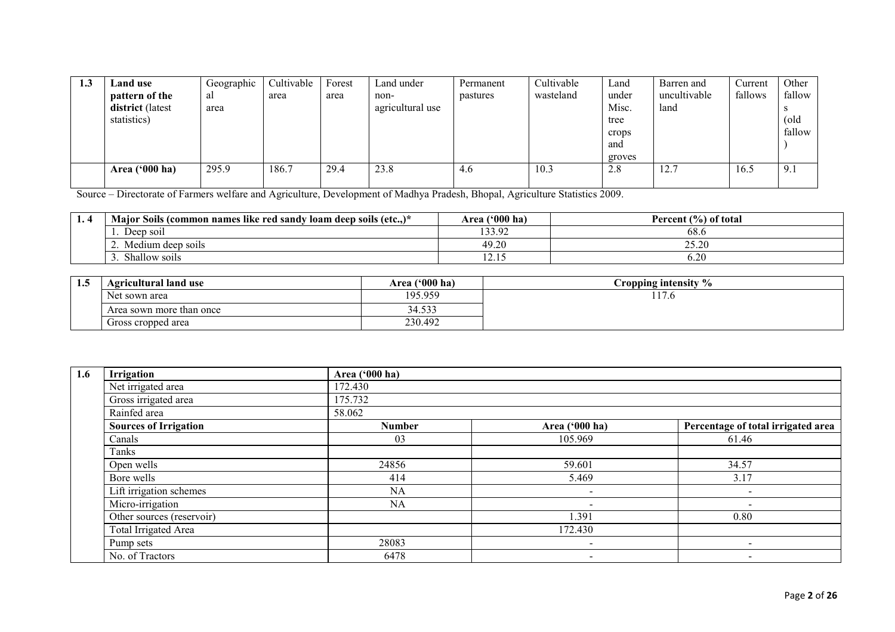| 1.3 | Land use pattern of the district (latest statistics) | Geographical area | Cultivable area | Forest area | Land under non-agricultural use | Permanent pastures | Cultivable wasteland | Land under Misc. tree crops and groves | Barren and uncultivable land | Current fallows | Other fallows (old fallow) |
|---|---|---|---|---|---|---|---|---|---|---|---|
| | **Area ('000 ha)** | 295.9 | 186.7 | 29.4 | 23.8 | 4.6 | 10.3 | 2.8 | 12.7 | 16.5 | 9.1 |

Source – Directorate of Farmers welfare and Agriculture, Development of Madhya Pradesh, Bhopal, Agriculture Statistics 2009.

| 1. 4 | Major Soils (common names like red sandy loam deep soils (etc.,)* | Area ('000 ha) | Percent (%) of total |
|---|---|---|---|
| | 1. Deep soil | 133.92 | 68.6 |
| | 2. Medium deep soils | 49.20 | 25.20 |
| | 3. Shallow soils | 12.15 | 6.20 |

| 1.5 | Agricultural land use | Area ('000 ha) | Cropping intensity % |
|---|---|---|---|
| | Net sown area | 195.959 | 117.6 |
| | Area sown more than once | 34.533 | |
| | Gross cropped area | 230.492 | |

| 1.6 | Irrigation | Area ('000 ha) | | |
|---|---|---|---|---|
| | Net irrigated area | 172.430 | | |
| | Gross irrigated area | 175.732 | | |
| | Rainfed area | 58.062 | | |
| | **Sources of Irrigation** | **Number** | **Area ('000 ha)** | **Percentage of total irrigated area** |
| | Canals | 03 | 105.969 | 61.46 |
| | Tanks | | | |
| | Open wells | 24856 | 59.601 | 34.57 |
| | Bore wells | 414 | 5.469 | 3.17 |
| | Lift irrigation schemes | NA | - | - |
| | Micro-irrigation | NA | - | - |
| | Other sources (reservoir) | | 1.391 | 0.80 |
| | Total Irrigated Area | | 172.430 | |
| | Pump sets | 28083 | - | - |
| | No. of Tractors | 6478 | - | - |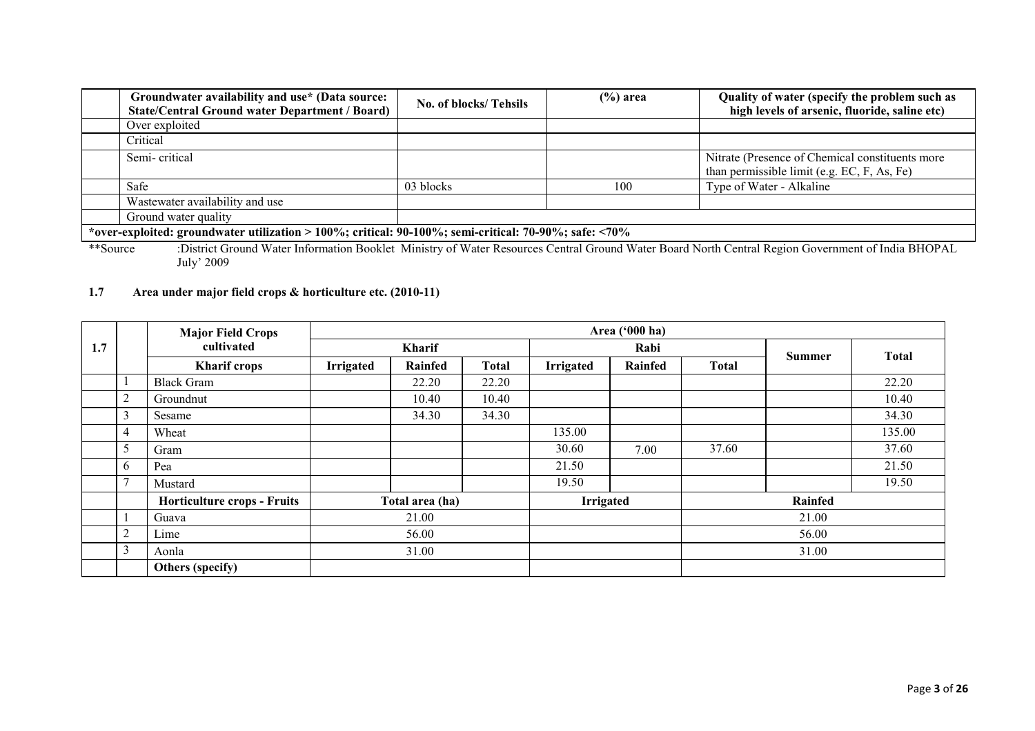| | Groundwater availability and use* (Data source: State/Central Ground water Department / Board) | No. of blocks/ Tehsils | (%) area | Quality of water (specify the problem such as high levels of arsenic, fluoride, saline etc) |
|---|---|---|---|---|
| | Over exploited | | | |
| | Critical | | | |
| | Semi- critical | | | Nitrate (Presence of Chemical constituents more than permissible limit (e.g. EC, F, As, Fe) |
| | Safe | 03 blocks | 100 | Type of Water - Alkaline |
| | Wastewater availability and use | | | |
| | Ground water quality | | | |
| *over-exploited: groundwater utilization > 100%; critical: 90-100%; semi-critical: 70-90%; safe: <70% | | | | |

**Source :District Ground Water Information Booklet Ministry of Water Resources Central Ground Water Board North Central Region Government of India BHOPAL July' 2009

### 1.7 Area under major field crops & horticulture etc. (2010-11)

| 1.7 | | Major Field Crops cultivated | Area ('000 ha) | | | | | | | |
|---|---|---|---|---|---|---|---|---|---|---|
| | | | Kharif | | | Rabi | | | Summer | Total |
| | | Kharif crops | Irrigated | Rainfed | Total | Irrigated | Rainfed | Total | | |
| | 1 | Black Gram | | 22.20 | 22.20 | | | | | 22.20 |
| | 2 | Groundnut | | 10.40 | 10.40 | | | | | 10.40 |
| | 3 | Sesame | | 34.30 | 34.30 | | | | | 34.30 |
| | 4 | Wheat | | | | 135.00 | | | | 135.00 |
| | 5 | Gram | | | | 30.60 | 7.00 | 37.60 | | 37.60 |
| | 6 | Pea | | | | 21.50 | | | | 21.50 |
| | 7 | Mustard | | | | 19.50 | | | | 19.50 |
| | | Horticulture crops - Fruits | Total area (ha) | | | Irrigated | | Rainfed | | |
| | 1 | Guava | 21.00 | | | | | 21.00 | | |
| | 2 | Lime | 56.00 | | | | | 56.00 | | |
| | 3 | Aonla | 31.00 | | | | | 31.00 | | |
| | | Others (specify) | | | | | | | | |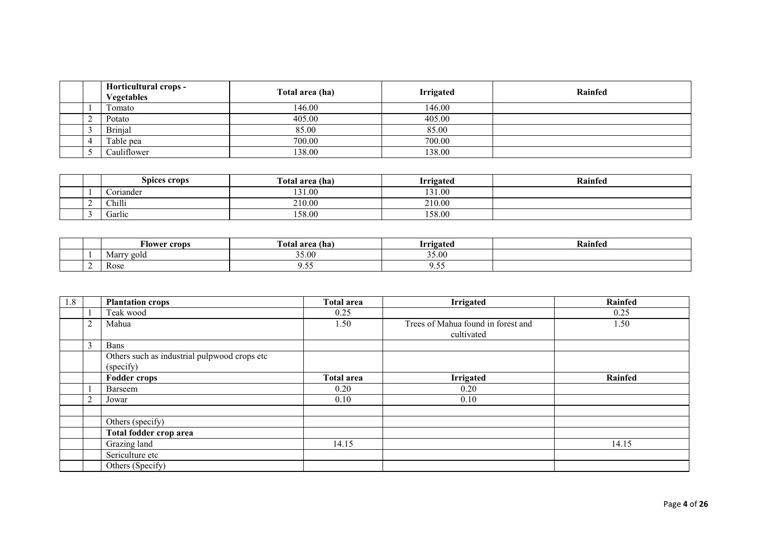| | | Horticultural crops - Vegetables | Total area (ha) | Irrigated | Rainfed |
|---|---|---|---|---|---|
| | 1 | Tomato | 146.00 | 146.00 | |
| | 2 | Potato | 405.00 | 405.00 | |
| | 3 | Brinjal | 85.00 | 85.00 | |
| | 4 | Table pea | 700.00 | 700.00 | |
| | 5 | Cauliflower | 138.00 | 138.00 | |

| | | Spices crops | Total area (ha) | Irrigated | Rainfed |
|---|---|---|---|---|---|
| | 1 | Coriander | 131.00 | 131.00 | |
| | 2 | Chilli | 210.00 | 210.00 | |
| | 3 | Garlic | 158.00 | 158.00 | |

| | | Flower crops | Total area (ha) | Irrigated | Rainfed |
|---|---|---|---|---|---|
| | 1 | Marry gold | 35.00 | 35.00 | |
| | 2 | Rose | 9.55 | 9.55 | |

| 1.8 | | Plantation crops | Total area | Irrigated | Rainfed |
|---|---|---|---|---|---|
| | 1 | Teak wood | 0.25 | | 0.25 |
| | 2 | Mahua | 1.50 | Trees of Mahua found in forest and cultivated | 1.50 |
| | 3 | Bans | | | |
| | | Others such as industrial pulpwood crops etc (specify) | | | |
| | | **Fodder crops** | **Total area** | **Irrigated** | **Rainfed** |
| | 1 | Barseem | 0.20 | 0.20 | |
| | 2 | Jowar | 0.10 | 0.10 | |
| | | | | | |
| | | Others (specify) | | | |
| | | **Total fodder crop area** | | | |
| | | Grazing land | 14.15 | | 14.15 |
| | | Sericulture etc | | | |
| | | Others (Specify) | | | |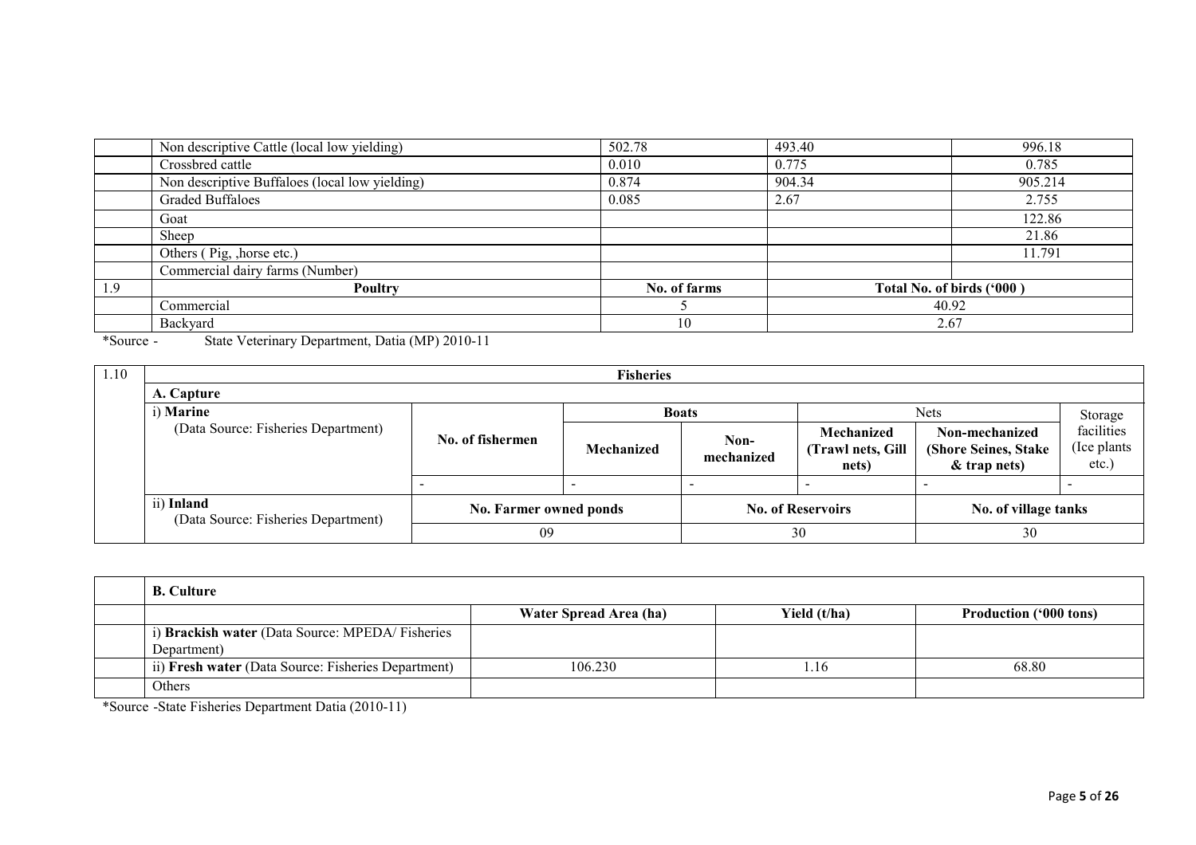| | | | | |
|---|---|---|---|---|
| | Non descriptive Cattle (local low yielding) | 502.78 | 493.40 | 996.18 |
| | Crossbred cattle | 0.010 | 0.775 | 0.785 |
| | Non descriptive Buffaloes (local low yielding) | 0.874 | 904.34 | 905.214 |
| | Graded Buffaloes | 0.085 | 2.67 | 2.755 |
| | Goat | | | 122.86 |
| | Sheep | | | 21.86 |
| | Others ( Pig, ,horse etc.) | | | 11.791 |
| | Commercial dairy farms (Number) | | | |
| 1.9 | **Poultry** | **No. of farms** | **Total No. of birds ('000 )** | |
| | Commercial | 5 | 40.92 | |
| | Backyard | 10 | 2.67 | |

*Source - State Veterinary Department, Datia (MP) 2010-11

| 1.10 | **Fisheries** | | | | | | |
|---|---|---|---|---|---|---|---|
| | **A. Capture** | | | | | | |
| | i) **Marine** (Data Source: Fisheries Department) | **No. of fishermen** | **Boats** | | Nets | | Storage facilities (Ice plants etc.) |
| | | | **Mechanized** | **Non-mechanized** | **Mechanized (Trawl nets, Gill nets)** | **Non-mechanized (Shore Seines, Stake & trap nets)** | |
| | | - | - | - | - | - | - |
| | ii) **Inland** (Data Source: Fisheries Department) | **No. Farmer owned ponds** | | **No. of Reservoirs** | | **No. of village tanks** | |
| | | 09 | | 30 | | 30 | |

| | **B. Culture** | | | |
|---|---|---|---|---|
| | | **Water Spread Area (ha)** | **Yield (t/ha)** | **Production ('000 tons)** |
| | i) **Brackish water** (Data Source: MPEDA/ Fisheries Department) | | | |
| | ii) **Fresh water** (Data Source: Fisheries Department) | 106.230 | 1.16 | 68.80 |
| | Others | | | |

*Source -State Fisheries Department Datia (2010-11)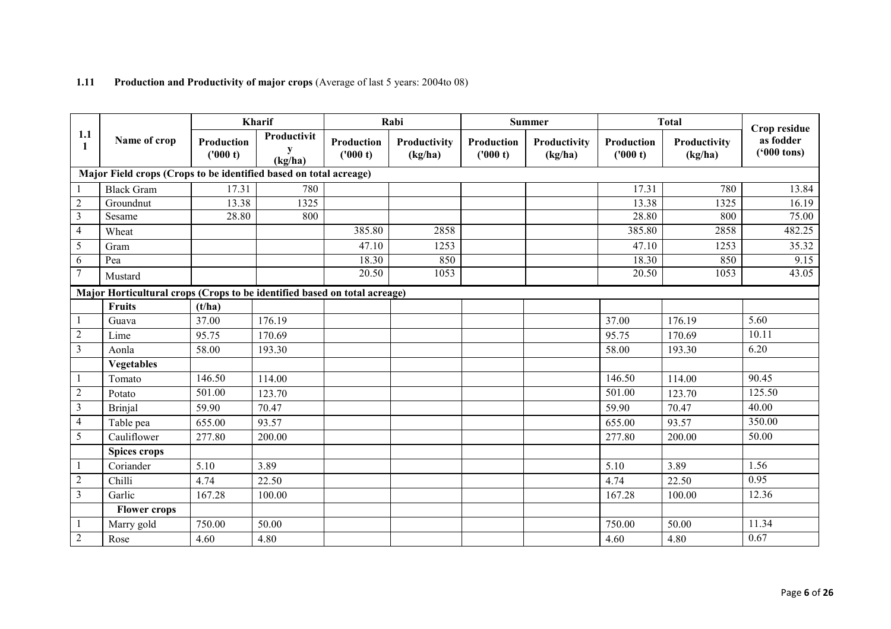**1.11 Production and Productivity of major crops** (Average of last 5 years: 2004to 08)

| 1.1 1 | Name of crop | Kharif | | Rabi | | Summer | | Total | | Crop residue as fodder ('000 tons) |
|---|---|---|---|---|---|---|---|---|---|---|
| | | Production ('000 t) | Productivity (kg/ha) | Production ('000 t) | Productivity (kg/ha) | Production ('000 t) | Productivity (kg/ha) | Production ('000 t) | Productivity (kg/ha) | |
| **Major Field crops (Crops to be identified based on total acreage)** | | | | | | | | | | |
| 1 | Black Gram | 17.31 | 780 | | | | | 17.31 | 780 | 13.84 |
| 2 | Groundnut | 13.38 | 1325 | | | | | 13.38 | 1325 | 16.19 |
| 3 | Sesame | 28.80 | 800 | | | | | 28.80 | 800 | 75.00 |
| 4 | Wheat | | | 385.80 | 2858 | | | 385.80 | 2858 | 482.25 |
| 5 | Gram | | | 47.10 | 1253 | | | 47.10 | 1253 | 35.32 |
| 6 | Pea | | | 18.30 | 850 | | | 18.30 | 850 | 9.15 |
| 7 | Mustard | | | 20.50 | 1053 | | | 20.50 | 1053 | 43.05 |
| **Major Horticultural crops (Crops to be identified based on total acreage)** | | | | | | | | | | |
| | **Fruits** | (t/ha) | | | | | | | | |
| 1 | Guava | 37.00 | 176.19 | | | | | 37.00 | 176.19 | 5.60 |
| 2 | Lime | 95.75 | 170.69 | | | | | 95.75 | 170.69 | 10.11 |
| 3 | Aonla | 58.00 | 193.30 | | | | | 58.00 | 193.30 | 6.20 |
| | **Vegetables** | | | | | | | | | |
| 1 | Tomato | 146.50 | 114.00 | | | | | 146.50 | 114.00 | 90.45 |
| 2 | Potato | 501.00 | 123.70 | | | | | 501.00 | 123.70 | 125.50 |
| 3 | Brinjal | 59.90 | 70.47 | | | | | 59.90 | 70.47 | 40.00 |
| 4 | Table pea | 655.00 | 93.57 | | | | | 655.00 | 93.57 | 350.00 |
| 5 | Cauliflower | 277.80 | 200.00 | | | | | 277.80 | 200.00 | 50.00 |
| | **Spices crops** | | | | | | | | | |
| 1 | Coriander | 5.10 | 3.89 | | | | | 5.10 | 3.89 | 1.56 |
| 2 | Chilli | 4.74 | 22.50 | | | | | 4.74 | 22.50 | 0.95 |
| 3 | Garlic | 167.28 | 100.00 | | | | | 167.28 | 100.00 | 12.36 |
| | **Flower crops** | | | | | | | | | |
| 1 | Marry gold | 750.00 | 50.00 | | | | | 750.00 | 50.00 | 11.34 |
| 2 | Rose | 4.60 | 4.80 | | | | | 4.60 | 4.80 | 0.67 |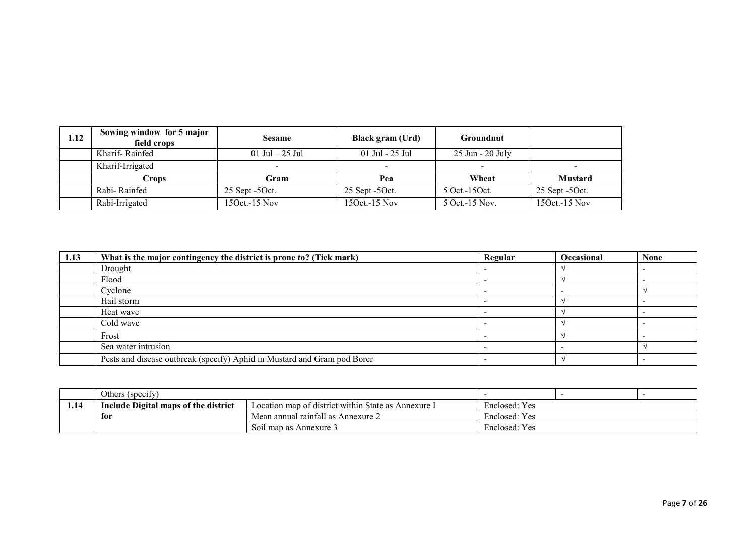| 1.12 | Sowing window for 5 major field crops | Sesame | Black gram (Urd) | Groundnut | |
|---|---|---|---|---|---|
| | Kharif- Rainfed | 01 Jul – 25 Jul | 01 Jul - 25 Jul | 25 Jun - 20 July | |
| | Kharif-Irrigated | - | - | - | - |
| | **Crops** | **Gram** | **Pea** | **Wheat** | **Mustard** |
| | Rabi- Rainfed | 25 Sept -5Oct. | 25 Sept -5Oct. | 5 Oct.-15Oct. | 25 Sept -5Oct. |
| | Rabi-Irrigated | 15Oct.-15 Nov | 15Oct.-15 Nov | 5 Oct.-15 Nov. | 15Oct.-15 Nov |

| 1.13 | What is the major contingency the district is prone to? (Tick mark) | Regular | Occasional | None |
|---|---|---|---|---|
| | Drought | - | √ | - |
| | Flood | - | √ | - |
| | Cyclone | - | - | √ |
| | Hail storm | - | √ | - |
| | Heat wave | - | √ | - |
| | Cold wave | - | √ | - |
| | Frost | - | √ | - |
| | Sea water intrusion | - | - | √ |
| | Pests and disease outbreak (specify) Aphid in Mustard and Gram pod Borer | - | √ | - |
| | Others (specify) | - | - | - |

| | | | |
|---|---|---|---|
| 1.14 | **Include Digital maps of the district for** | Location map of district within State as Annexure I | Enclosed: Yes |
| | | Mean annual rainfall as Annexure 2 | Enclosed: Yes |
| | | Soil map as Annexure 3 | Enclosed: Yes |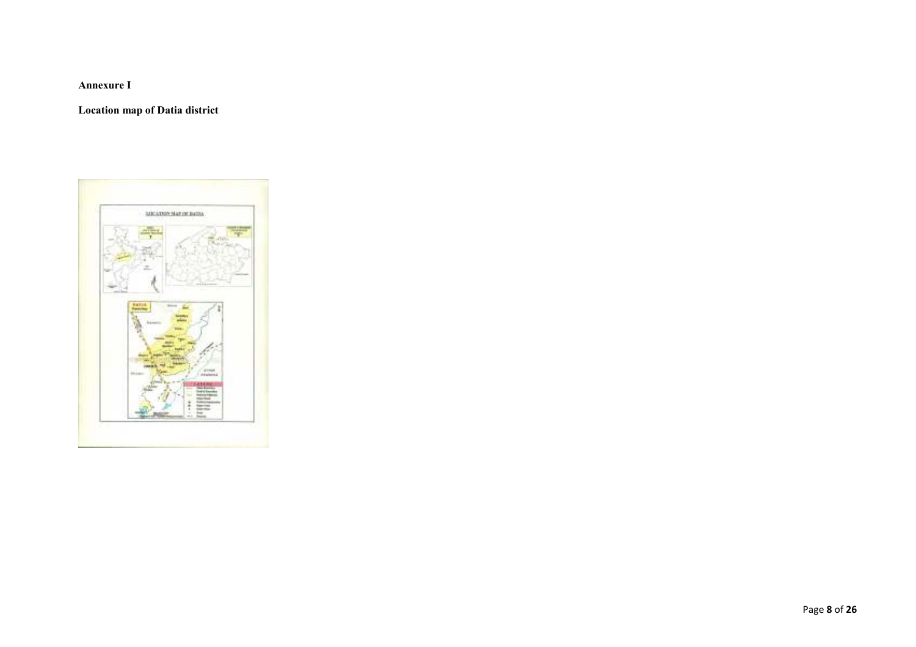**Annexure I**

**Location map of Datia district**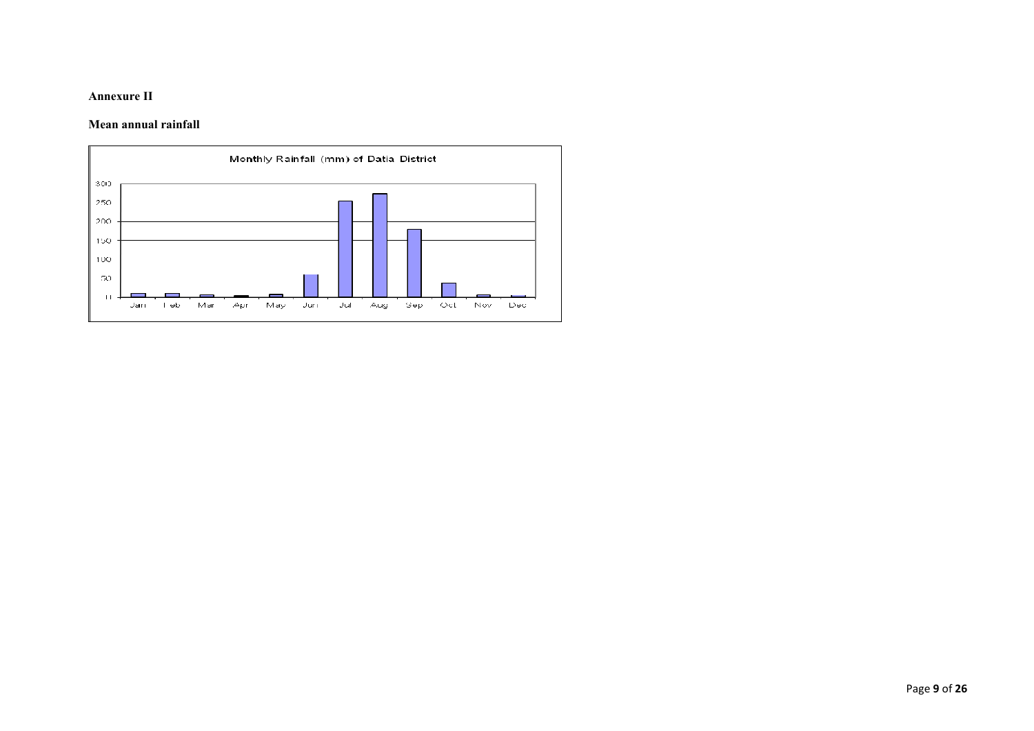**Annexure II**

**Mean annual rainfall**

Monthly Rainfall (mm) of Datia District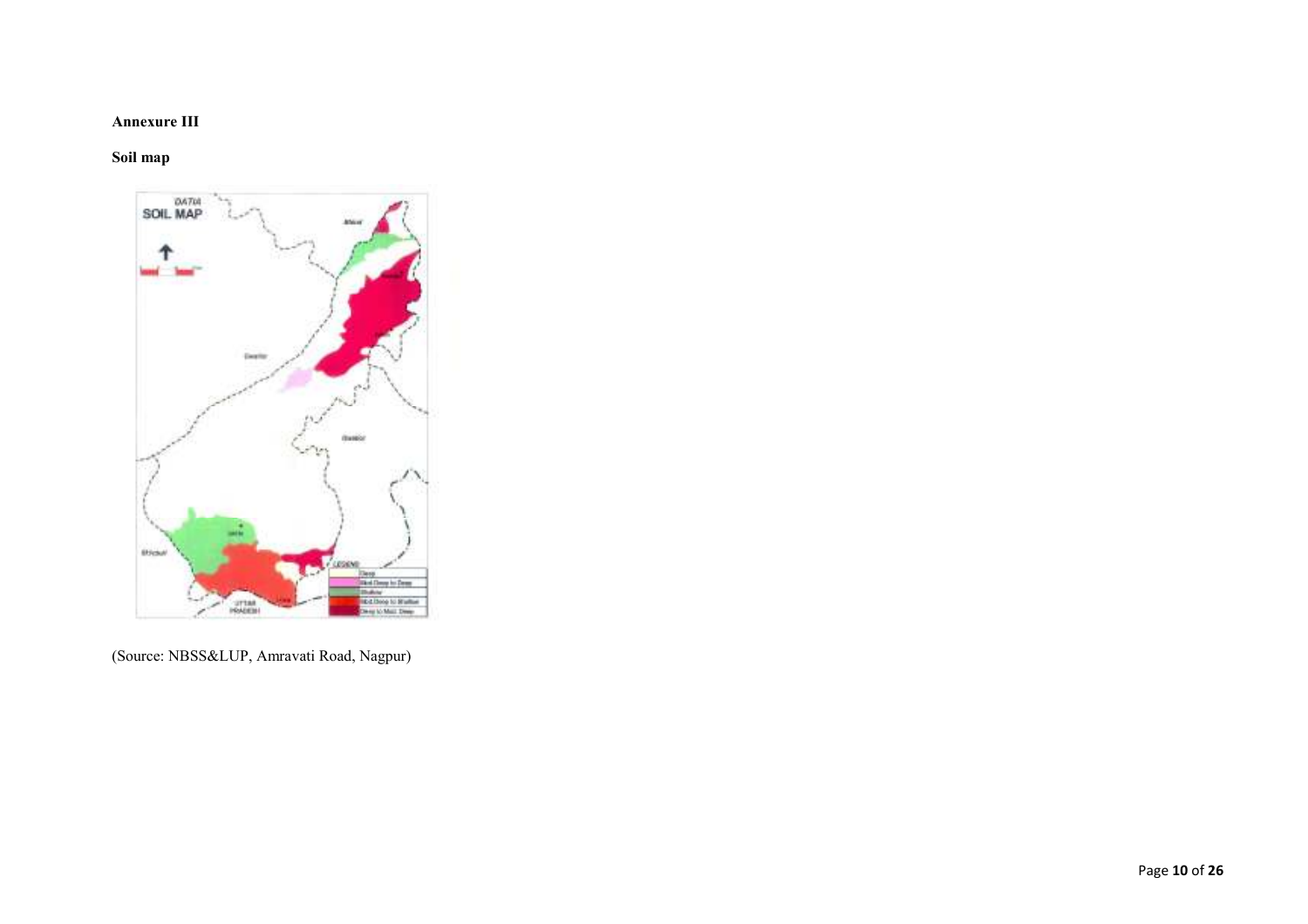**Annexure III**

**Soil map**

(Source: NBSS&LUP, Amravati Road, Nagpur)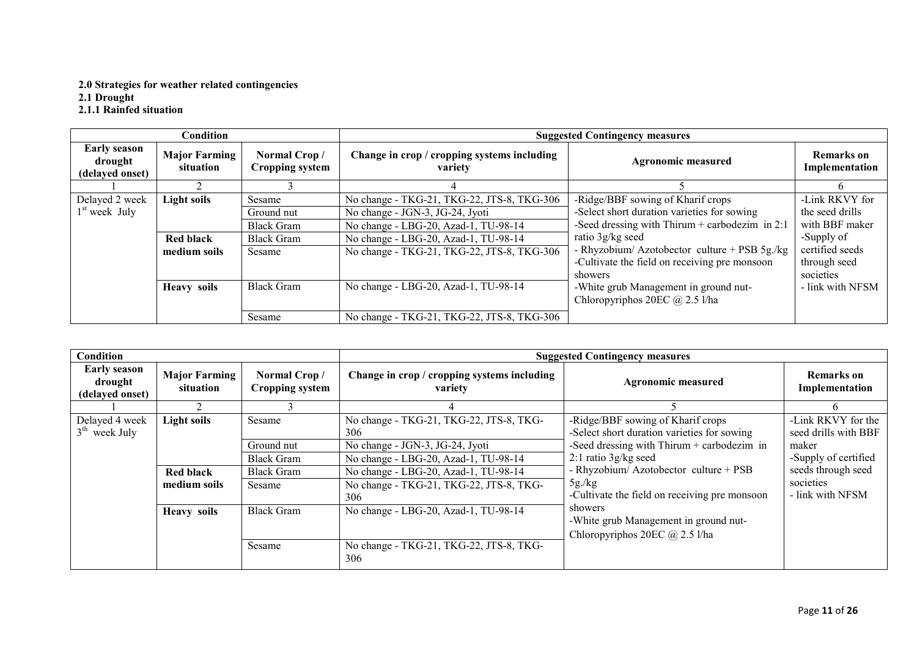**2.0 Strategies for weather related contingencies**

**2.1 Drought**

**2.1.1 Rainfed situation**

| Condition | | | Suggested Contingency measures | | |
|---|---|---|---|---|---|
| **Early season drought (delayed onset)** | **Major Farming situation** | **Normal Crop / Cropping system** | **Change in crop / cropping systems including variety** | **Agronomic measured** | **Remarks on Implementation** |
| 1 | 2 | 3 | 4 | 5 | 6 |
| Delayed 2 week 1st week July | **Light soils** | Sesame | No change - TKG-21, TKG-22, JTS-8, TKG-306 | -Ridge/BBF sowing of Kharif crops<br>-Select short duration varieties for sowing<br>-Seed dressing with Thirum + carbodezim in 2:1 ratio 3g/kg seed<br>- Rhyzobium/ Azotobector culture + PSB 5g./kg<br>-Cultivate the field on receiving pre monsoon showers<br>-White grub Management in ground nut- Chloropyriphos 20EC @ 2.5 l/ha | -Link RKVY for the seed drills with BBF maker<br>-Supply of certified seeds through seed societies<br>- link with NFSM |
| | | Ground nut | No change - JGN-3, JG-24, Jyoti | | |
| | | Black Gram | No change - LBG-20, Azad-1, TU-98-14 | | |
| | **Red black medium soils** | Black Gram | No change - LBG-20, Azad-1, TU-98-14 | | |
| | | Sesame | No change - TKG-21, TKG-22, JTS-8, TKG-306 | | |
| | **Heavy soils** | Black Gram | No change - LBG-20, Azad-1, TU-98-14 | | |
| | | Sesame | No change - TKG-21, TKG-22, JTS-8, TKG-306 | | |

| Condition | | | Suggested Contingency measures | | |
|---|---|---|---|---|---|
| **Early season drought (delayed onset)** | **Major Farming situation** | **Normal Crop / Cropping system** | **Change in crop / cropping systems including variety** | **Agronomic measured** | **Remarks on Implementation** |
| 1 | 2 | 3 | 4 | 5 | 6 |
| Delayed 4 week 3th week July | **Light soils** | Sesame | No change - TKG-21, TKG-22, JTS-8, TKG-306 | -Ridge/BBF sowing of Kharif crops<br>-Select short duration varieties for sowing<br>-Seed dressing with Thirum + carbodezim in 2:1 ratio 3g/kg seed<br>- Rhyzobium/ Azotobector culture + PSB 5g./kg<br>-Cultivate the field on receiving pre monsoon showers<br>-White grub Management in ground nut- Chloropyriphos 20EC @ 2.5 l/ha | -Link RKVY for the seed drills with BBF maker<br>-Supply of certified seeds through seed societies<br>- link with NFSM |
| | | Ground nut | No change - JGN-3, JG-24, Jyoti | | |
| | | Black Gram | No change - LBG-20, Azad-1, TU-98-14 | | |
| | **Red black medium soils** | Black Gram | No change - LBG-20, Azad-1, TU-98-14 | | |
| | | Sesame | No change - TKG-21, TKG-22, JTS-8, TKG-306 | | |
| | **Heavy soils** | Black Gram | No change - LBG-20, Azad-1, TU-98-14 | | |
| | | Sesame | No change - TKG-21, TKG-22, JTS-8, TKG-306 | | |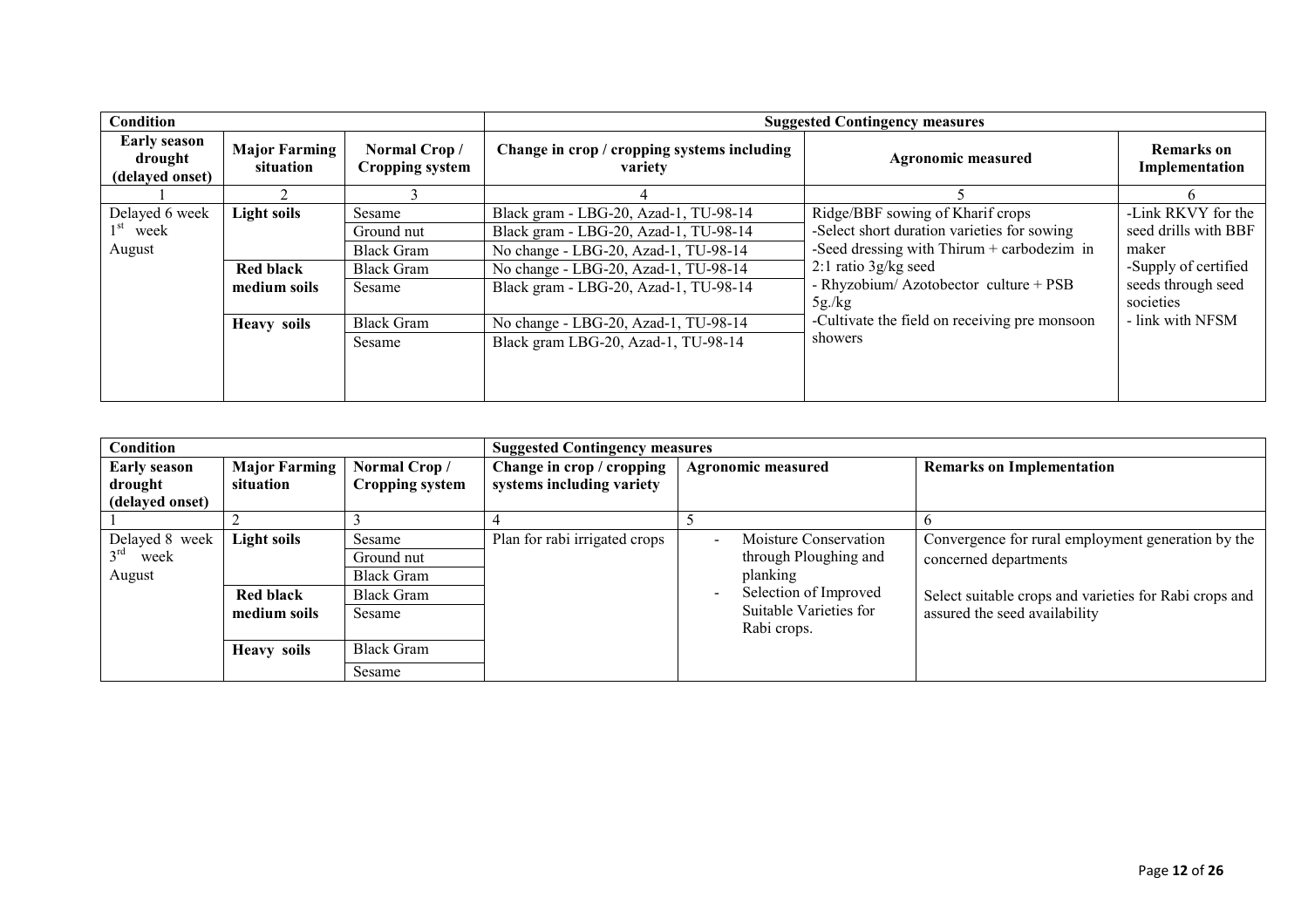| Condition | | | Suggested Contingency measures | | |
|---|---|---|---|---|---|
| **Early season drought (delayed onset)** | **Major Farming situation** | **Normal Crop / Cropping system** | **Change in crop / cropping systems including variety** | **Agronomic measured** | **Remarks on Implementation** |
| 1 | 2 | 3 | 4 | 5 | 6 |
| Delayed 6 week 1st week August | **Light soils** | Sesame | Black gram - LBG-20, Azad-1, TU-98-14 | Ridge/BBF sowing of Kharif crops<br>-Select short duration varieties for sowing<br>-Seed dressing with Thirum + carbodezim in 2:1 ratio 3g/kg seed<br>- Rhyzobium/ Azotobector culture + PSB 5g./kg<br>-Cultivate the field on receiving pre monsoon showers | -Link RKVY for the seed drills with BBF maker<br>-Supply of certified seeds through seed societies<br>- link with NFSM |
| | | Ground nut | Black gram - LBG-20, Azad-1, TU-98-14 | | |
| | | Black Gram | No change - LBG-20, Azad-1, TU-98-14 | | |
| | **Red black medium soils** | Black Gram | No change - LBG-20, Azad-1, TU-98-14 | | |
| | | Sesame | Black gram - LBG-20, Azad-1, TU-98-14 | | |
| | **Heavy soils** | Black Gram | No change - LBG-20, Azad-1, TU-98-14 | | |
| | | Sesame | Black gram LBG-20, Azad-1, TU-98-14 | | |

| Condition | | | Suggested Contingency measures | | |
|---|---|---|---|---|---|
| **Early season drought (delayed onset)** | **Major Farming situation** | **Normal Crop / Cropping system** | **Change in crop / cropping systems including variety** | **Agronomic measured** | **Remarks on Implementation** |
| 1 | 2 | 3 | 4 | 5 | 6 |
| Delayed 8 week 3rd week August | **Light soils** | Sesame | Plan for rabi irrigated crops | - Moisture Conservation through Ploughing and planking<br>- Selection of Improved Suitable Varieties for Rabi crops. | Convergence for rural employment generation by the concerned departments<br><br>Select suitable crops and varieties for Rabi crops and assured the seed availability |
| | | Ground nut | | | |
| | | Black Gram | | | |
| | **Red black medium soils** | Black Gram | | | |
| | | Sesame | | | |
| | **Heavy soils** | Black Gram | | | |
| | | Sesame | | | |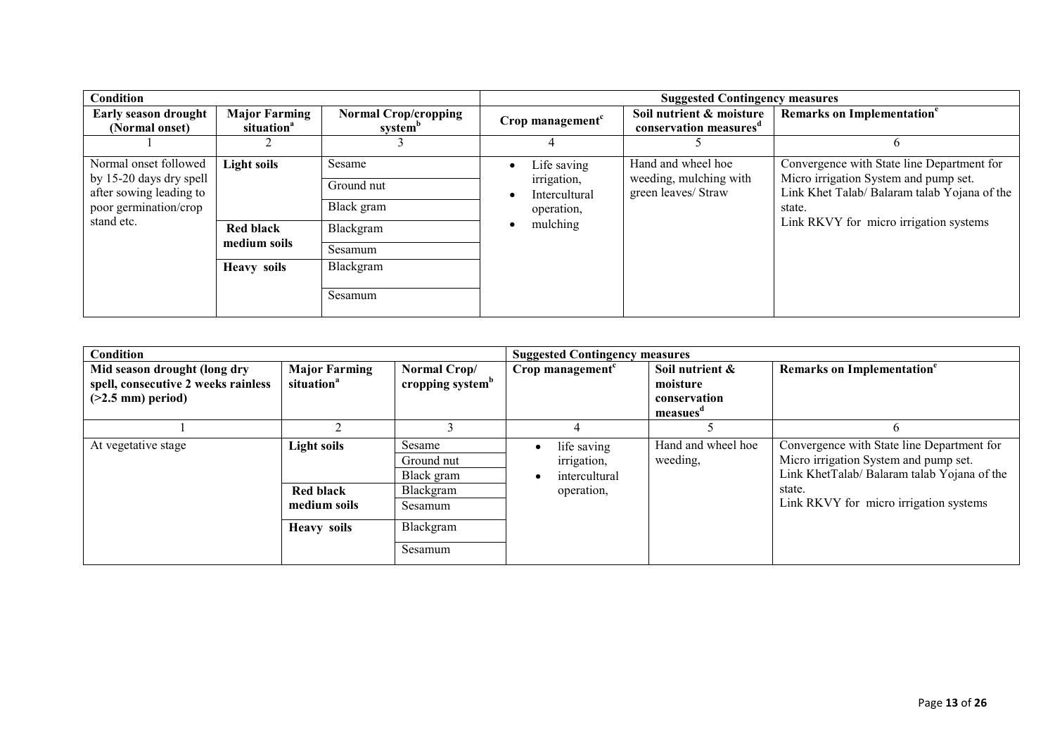| Condition | | | Suggested Contingency measures | | |
|---|---|---|---|---|---|
| Early season drought (Normal onset) | Major Farming situation[a] | Normal Crop/cropping system[b] | Crop management[c] | Soil nutrient & moisture conservation measures[d] | Remarks on Implementation[e] |
| 1 | 2 | 3 | 4 | 5 | 6 |
| Normal onset followed by 15-20 days dry spell after sowing leading to poor germination/crop stand etc. | **Light soils** | Sesame | • Life saving irrigation, <br>• Intercultural operation, <br>• mulching | Hand and wheel hoe weeding, mulching with green leaves/ Straw | Convergence with State line Department for Micro irrigation System and pump set. <br>Link Khet Talab/ Balaram talab Yojana of the state. <br>Link RKVY for micro irrigation systems |
| | | Ground nut | | | |
| | | Black gram | | | |
| | **Red black medium soils** | Blackgram | | | |
| | | Sesamum | | | |
| | **Heavy soils** | Blackgram | | | |
| | | Sesamum | | | |

| Condition | | | Suggested Contingency measures | | |
|---|---|---|---|---|---|
| Mid season drought (long dry spell, consecutive 2 weeks rainless (>2.5 mm) period) | Major Farming situation[a] | Normal Crop/ cropping system[b] | Crop management[c] | Soil nutrient & moisture conservation measues[d] | Remarks on Implementation[e] |
| 1 | 2 | 3 | 4 | 5 | 6 |
| At vegetative stage | **Light soils** | Sesame | • life saving irrigation, <br>• intercultural operation, | Hand and wheel hoe weeding, | Convergence with State line Department for Micro irrigation System and pump set. <br>Link KhetTalab/ Balaram talab Yojana of the state. <br>Link RKVY for micro irrigation systems |
| | | Ground nut | | | |
| | | Black gram | | | |
| | **Red black medium soils** | Blackgram | | | |
| | | Sesamum | | | |
| | **Heavy soils** | Blackgram | | | |
| | | Sesamum | | | |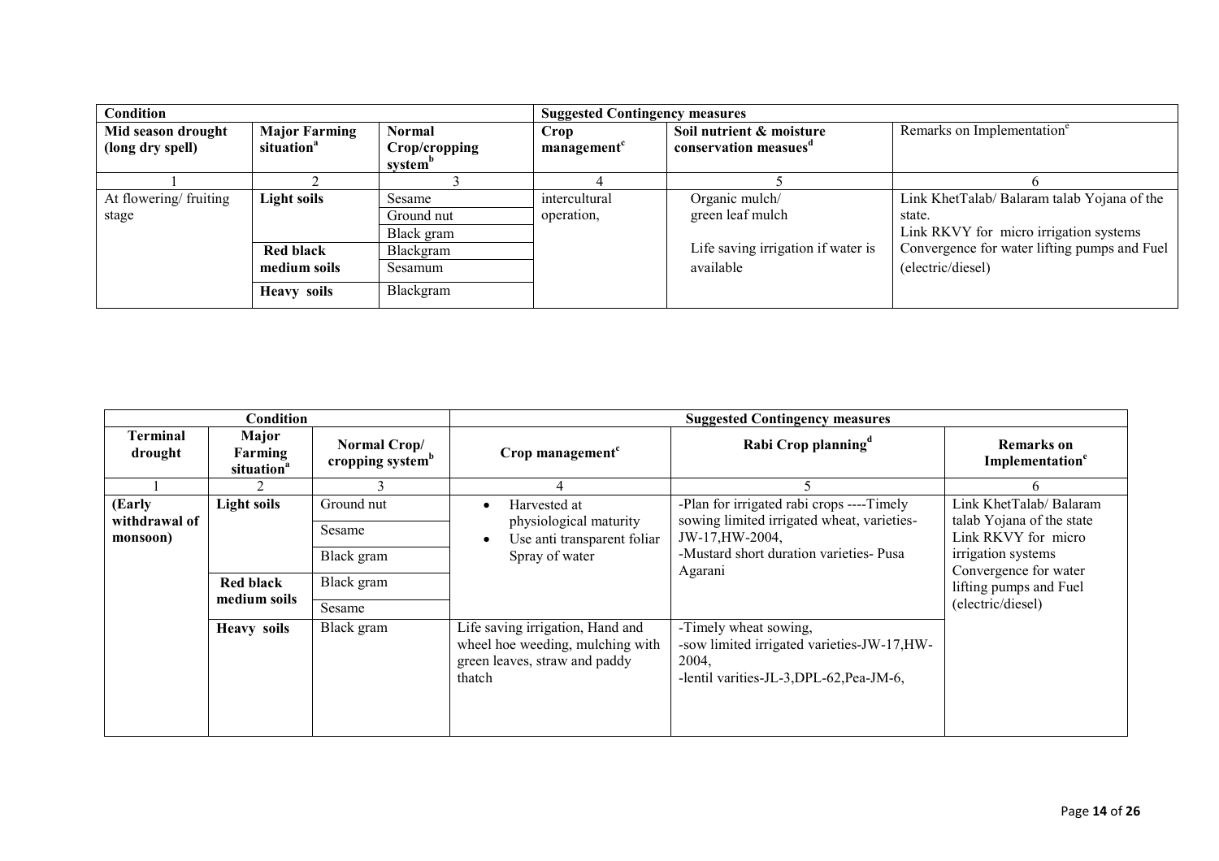| Condition | | | Suggested Contingency measures | | |
|---|---|---|---|---|---|
| **Mid season drought (long dry spell)** | **Major Farming situation[a]** | **Normal Crop/cropping system[b]** | **Crop management[c]** | **Soil nutrient & moisture conservation measues[d]** | Remarks on Implementation[e] |
| 1 | 2 | 3 | 4 | 5 | 6 |
| At flowering/ fruiting stage | **Light soils** | Sesame | intercultural operation, | Organic mulch/ green leaf mulch<br><br>Life saving irrigation if water is available | Link KhetTalab/ Balaram talab Yojana of the state.<br>Link RKVY for micro irrigation systems<br>Convergence for water lifting pumps and Fuel (electric/diesel) |
| | | Ground nut | | | |
| | | Black gram | | | |
| | **Red black medium soils** | Blackgram | | | |
| | | Sesamum | | | |
| | **Heavy soils** | Blackgram | | | |

| Condition | | | Suggested Contingency measures | | |
|---|---|---|---|---|---|
| **Terminal drought** | **Major Farming situation[a]** | **Normal Crop/ cropping system[b]** | **Crop management[c]** | **Rabi Crop planning[d]** | **Remarks on Implementation[e]** |
| 1 | 2 | 3 | 4 | 5 | 6 |
| **(Early withdrawal of monsoon)** | **Light soils** | Ground nut | • Harvested at physiological maturity<br>• Use anti transparent foliar Spray of water | -Plan for irrigated rabi crops ----Timely sowing limited irrigated wheat, varieties- JW-17,HW-2004,<br>-Mustard short duration varieties- Pusa Agarani | Link KhetTalab/ Balaram talab Yojana of the state<br>Link RKVY for micro irrigation systems<br>Convergence for water lifting pumps and Fuel (electric/diesel) |
| | | Sesame | | | |
| | | Black gram | | | |
| | **Red black medium soils** | Black gram | | | |
| | | Sesame | | | |
| | **Heavy soils** | Black gram | Life saving irrigation, Hand and wheel hoe weeding, mulching with green leaves, straw and paddy thatch | -Timely wheat sowing,<br>-sow limited irrigated varieties-JW-17,HW-2004,<br>-lentil varities-JL-3,DPL-62,Pea-JM-6, | |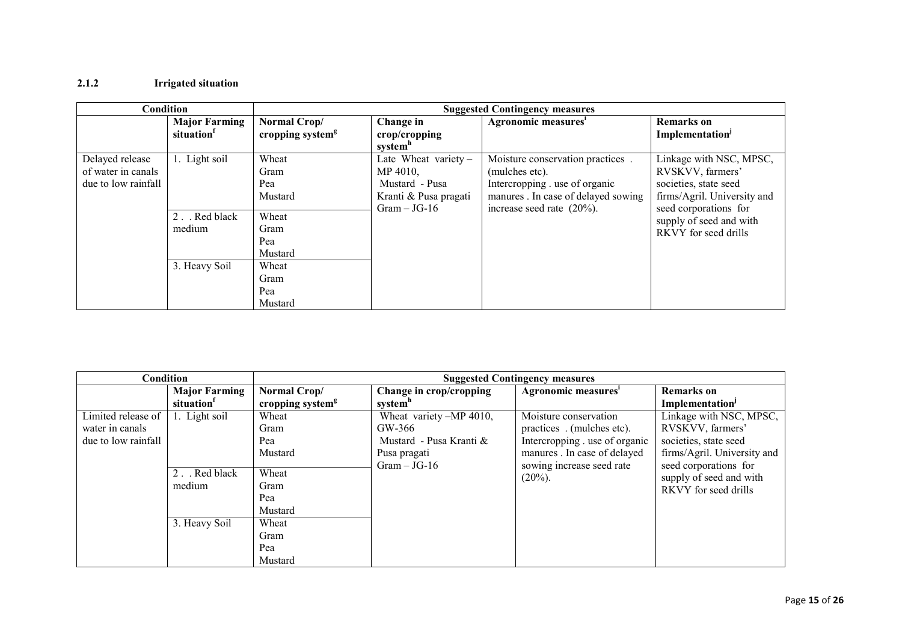### 2.1.2 Irrigated situation

| Condition | | Suggested Contingency measures | | | |
|---|---|---|---|---|---|
| | Major Farming situation[f] | Normal Crop/ cropping system[g] | Change in crop/cropping system[h] | Agronomic measures[i] | Remarks on Implementation[j] |
| Delayed release of water in canals due to low rainfall | 1. Light soil | Wheat<br>Gram<br>Pea<br>Mustard | Late Wheat variety – MP 4010,<br>Mustard - Pusa Kranti & Pusa pragati<br>Gram – JG-16 | Moisture conservation practices . (mulches etc).<br>Intercropping . use of organic manures . In case of delayed sowing increase seed rate (20%). | Linkage with NSC, MPSC, RVSKVV, farmers' societies, state seed firms/Agril. University and seed corporations for supply of seed and with RKVY for seed drills |
| | 2 . . Red black medium | Wheat<br>Gram<br>Pea<br>Mustard | | | |
| | 3. Heavy Soil | Wheat<br>Gram<br>Pea<br>Mustard | | | |

| Condition | | Suggested Contingency measures | | | |
|---|---|---|---|---|---|
| | Major Farming situation[f] | Normal Crop/ cropping system[g] | Change in crop/cropping system[h] | Agronomic measures[i] | Remarks on Implementation[j] |
| Limited release of water in canals due to low rainfall | 1. Light soil | Wheat<br>Gram<br>Pea<br>Mustard | Wheat variety –MP 4010, GW-366<br>Mustard - Pusa Kranti & Pusa pragati<br>Gram – JG-16 | Moisture conservation practices . (mulches etc).<br>Intercropping . use of organic manures . In case of delayed sowing increase seed rate (20%). | Linkage with NSC, MPSC, RVSKVV, farmers' societies, state seed firms/Agril. University and seed corporations for supply of seed and with RKVY for seed drills |
| | 2 . . Red black medium | Wheat<br>Gram<br>Pea<br>Mustard | | | |
| | 3. Heavy Soil | Wheat<br>Gram<br>Pea<br>Mustard | | | |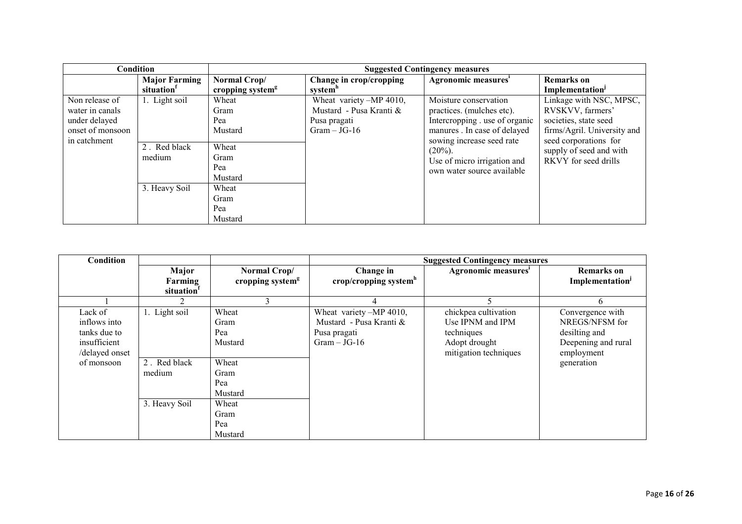| Condition | | Suggested Contingency measures | | | |
|---|---|---|---|---|---|
| | Major Farming situation[f] | Normal Crop/ cropping system[g] | Change in crop/cropping system[h] | Agronomic measures[i] | Remarks on Implementation[j] |
| Non release of water in canals under delayed onset of monsoon in catchment | 1. Light soil | Wheat<br>Gram<br>Pea<br>Mustard | Wheat variety –MP 4010,<br>Mustard - Pusa Kranti & Pusa pragati<br>Gram – JG-16 | Moisture conservation practices. (mulches etc).<br>Intercropping . use of organic manures . In case of delayed sowing increase seed rate (20%).<br>Use of micro irrigation and own water source available | Linkage with NSC, MPSC, RVSKVV, farmers' societies, state seed firms/Agril. University and seed corporations for supply of seed and with RKVY for seed drills |
| | 2 . Red black medium | Wheat<br>Gram<br>Pea<br>Mustard | | | |
| | 3. Heavy Soil | Wheat<br>Gram<br>Pea<br>Mustard | | | |

| Condition | | | Suggested Contingency measures | | |
|---|---|---|---|---|---|
| | Major Farming situation[f] | Normal Crop/ cropping system[g] | Change in crop/cropping system[h] | Agronomic measures[i] | Remarks on Implementation[j] |
| 1 | 2 | 3 | 4 | 5 | 6 |
| Lack of inflows into tanks due to insufficient /delayed onset of monsoon | 1. Light soil | Wheat<br>Gram<br>Pea<br>Mustard | Wheat variety –MP 4010,<br>Mustard - Pusa Kranti & Pusa pragati<br>Gram – JG-16 | chickpea cultivation<br>Use IPNM and IPM techniques<br>Adopt drought mitigation techniques | Convergence with NREGS/NFSM for desilting and Deepening and rural employment generation |
| | 2 . Red black medium | Wheat<br>Gram<br>Pea<br>Mustard | | | |
| | 3. Heavy Soil | Wheat<br>Gram<br>Pea<br>Mustard | | | |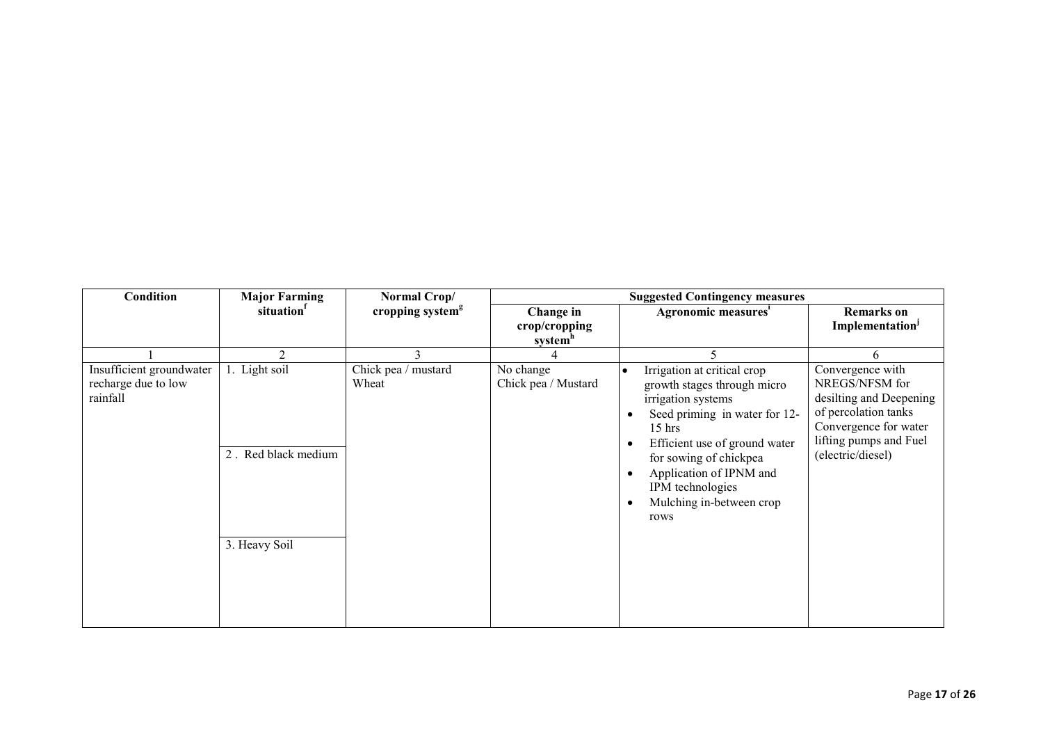| Condition | Major Farming situation[f] | Normal Crop/ cropping system[g] | Suggested Contingency measures | | |
|---|---|---|---|---|---|
| | | | Change in crop/cropping system[h] | Agronomic measures[i] | Remarks on Implementation[j] |
| 1 | 2 | 3 | 4 | 5 | 6 |
| Insufficient groundwater recharge due to low rainfall | 1. Light soil | Chick pea / mustard Wheat | No change Chick pea / Mustard | • Irrigation at critical crop growth stages through micro irrigation systems<br>• Seed priming in water for 12-15 hrs<br>• Efficient use of ground water for sowing of chickpea<br>• Application of IPNM and IPM technologies<br>• Mulching in-between crop rows | Convergence with NREGS/NFSM for desilting and Deepening of percolation tanks Convergence for water lifting pumps and Fuel (electric/diesel) |
| | 2 . Red black medium | | | | |
| | 3. Heavy Soil | | | | |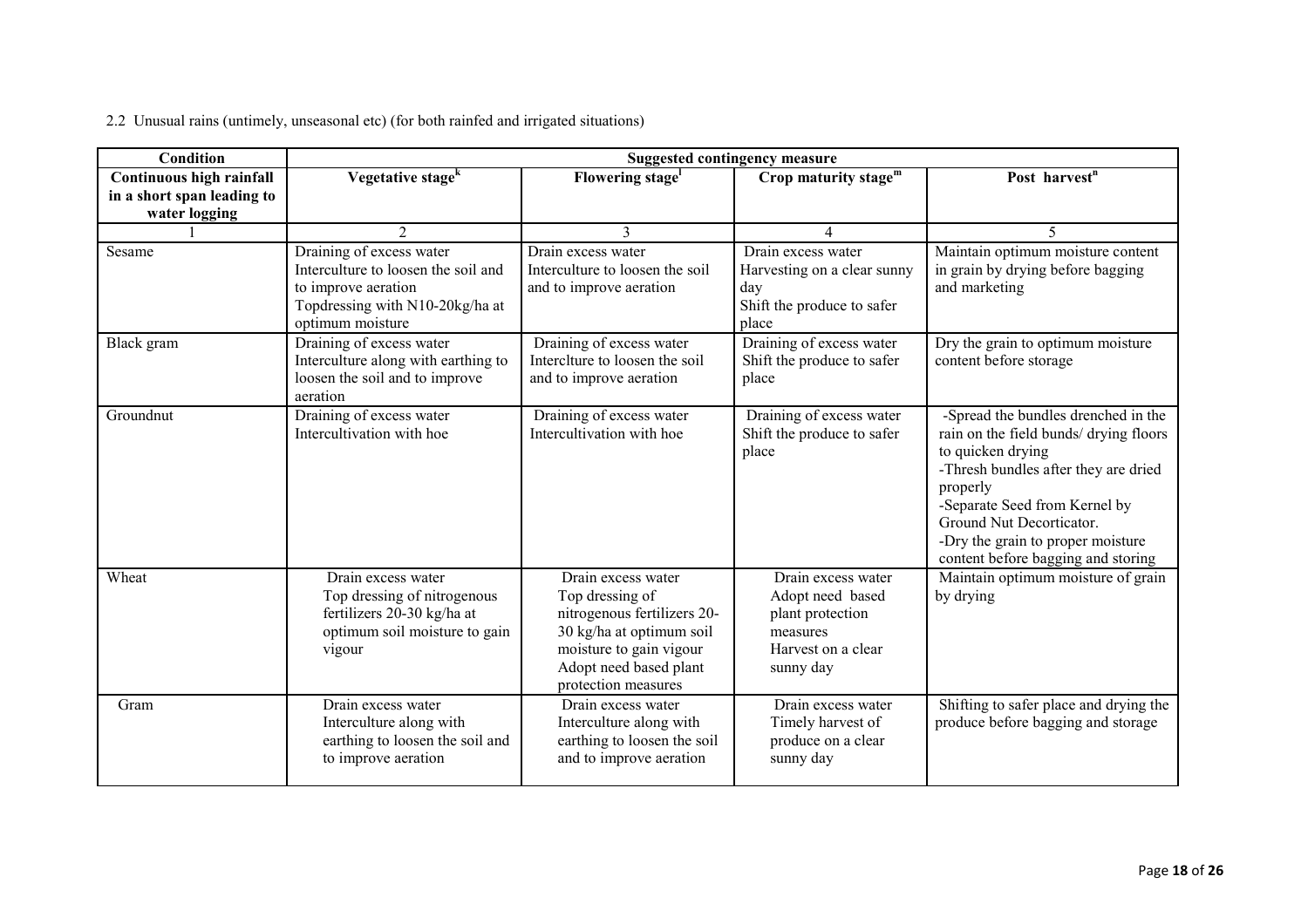2.2 Unusual rains (untimely, unseasonal etc) (for both rainfed and irrigated situations)

| Condition | Suggested contingency measure | | | |
|---|---|---|---|---|
| **Continuous high rainfall in a short span leading to water logging** | **Vegetative stage[k]** | **Flowering stage[l]** | **Crop maturity stage[m]** | **Post harvest[n]** |
| 1 | 2 | 3 | 4 | 5 |
| Sesame | Draining of excess water<br>Interculture to loosen the soil and to improve aeration<br>Topdressing with N10-20kg/ha at optimum moisture | Drain excess water<br>Interculture to loosen the soil and to improve aeration | Drain excess water<br>Harvesting on a clear sunny day<br>Shift the produce to safer place | Maintain optimum moisture content in grain by drying before bagging and marketing |
| Black gram | Draining of excess water<br>Interculture along with earthing to loosen the soil and to improve aeration | Draining of excess water<br>Interclture to loosen the soil and to improve aeration | Draining of excess water<br>Shift the produce to safer place | Dry the grain to optimum moisture content before storage |
| Groundnut | Draining of excess water<br>Intercultivation with hoe | Draining of excess water<br>Intercultivation with hoe | Draining of excess water<br>Shift the produce to safer place | -Spread the bundles drenched in the rain on the field bunds/ drying floors to quicken drying<br>-Thresh bundles after they are dried properly<br>-Separate Seed from Kernel by Ground Nut Decorticator.<br>-Dry the grain to proper moisture content before bagging and storing |
| Wheat | Drain excess water<br>Top dressing of nitrogenous fertilizers 20-30 kg/ha at optimum soil moisture to gain vigour | Drain excess water<br>Top dressing of nitrogenous fertilizers 20-30 kg/ha at optimum soil moisture to gain vigour<br>Adopt need based plant protection measures | Drain excess water<br>Adopt need based plant protection measures<br>Harvest on a clear sunny day | Maintain optimum moisture of grain by drying |
| Gram | Drain excess water<br>Interculture along with earthing to loosen the soil and to improve aeration | Drain excess water<br>Interculture along with earthing to loosen the soil and to improve aeration | Drain excess water<br>Timely harvest of produce on a clear sunny day | Shifting to safer place and drying the produce before bagging and storage |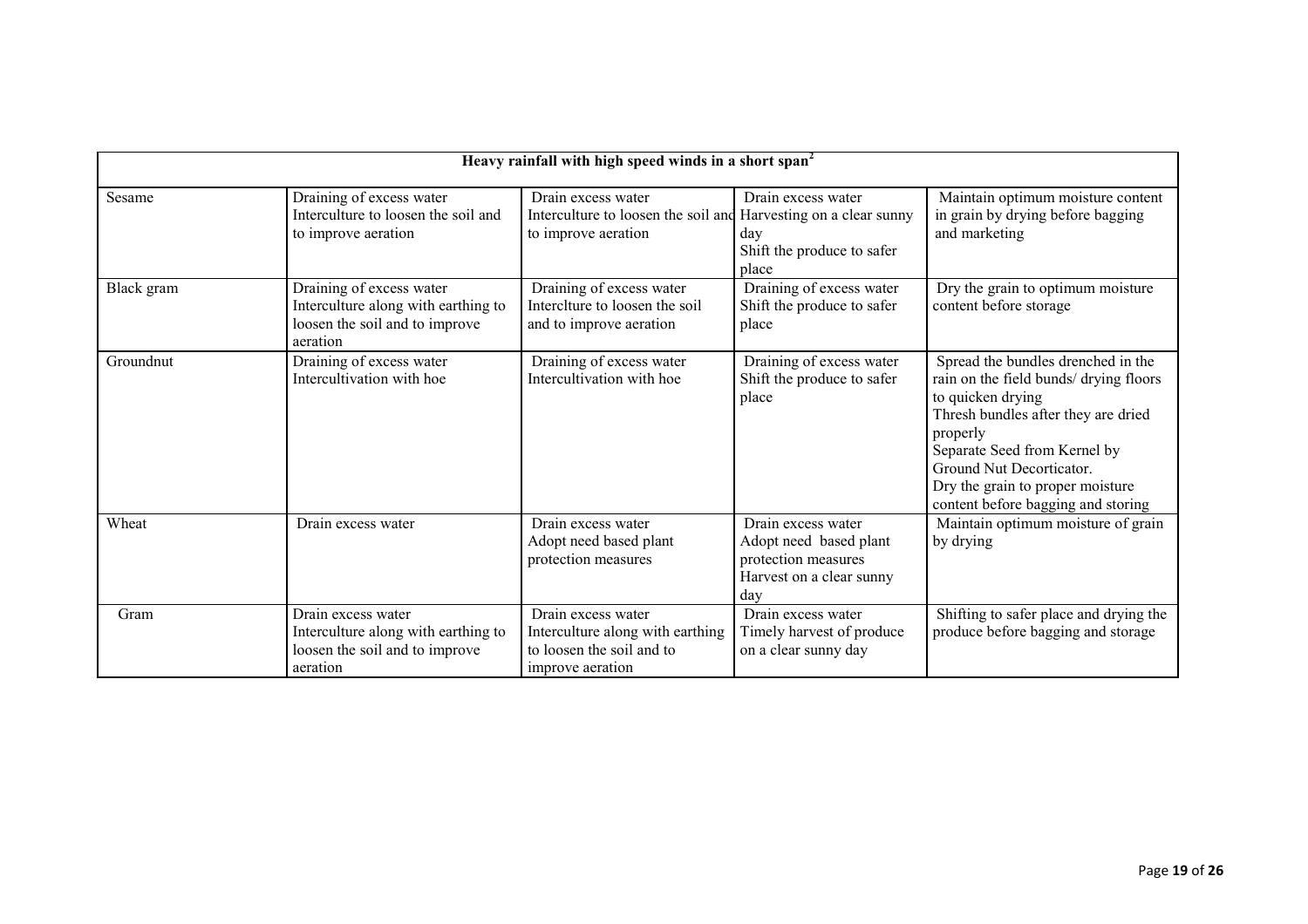| Heavy rainfall with high speed winds in a short span[2] | | | | |
|---|---|---|---|---|
| Sesame | Draining of excess water<br>Interculture to loosen the soil and to improve aeration | Drain excess water<br>Interculture to loosen the soil and to improve aeration | Drain excess water<br>Harvesting on a clear sunny day<br>Shift the produce to safer place | Maintain optimum moisture content in grain by drying before bagging and marketing |
| Black gram | Draining of excess water<br>Interculture along with earthing to loosen the soil and to improve aeration | Draining of excess water<br>Intercltura to loosen the soil and to improve aeration | Draining of excess water<br>Shift the produce to safer place | Dry the grain to optimum moisture content before storage |
| Groundnut | Draining of excess water<br>Intercultivation with hoe | Draining of excess water<br>Intercultivation with hoe | Draining of excess water<br>Shift the produce to safer place | Spread the bundles drenched in the rain on the field bunds/ drying floors to quicken drying<br>Thresh bundles after they are dried properly<br>Separate Seed from Kernel by Ground Nut Decorticator.<br>Dry the grain to proper moisture content before bagging and storing |
| Wheat | Drain excess water | Drain excess water<br>Adopt need based plant protection measures | Drain excess water<br>Adopt need based plant protection measures<br>Harvest on a clear sunny day | Maintain optimum moisture of grain by drying |
| Gram | Drain excess water<br>Interculture along with earthing to loosen the soil and to improve aeration | Drain excess water<br>Interculture along with earthing to loosen the soil and to improve aeration | Drain excess water<br>Timely harvest of produce on a clear sunny day | Shifting to safer place and drying the produce before bagging and storage |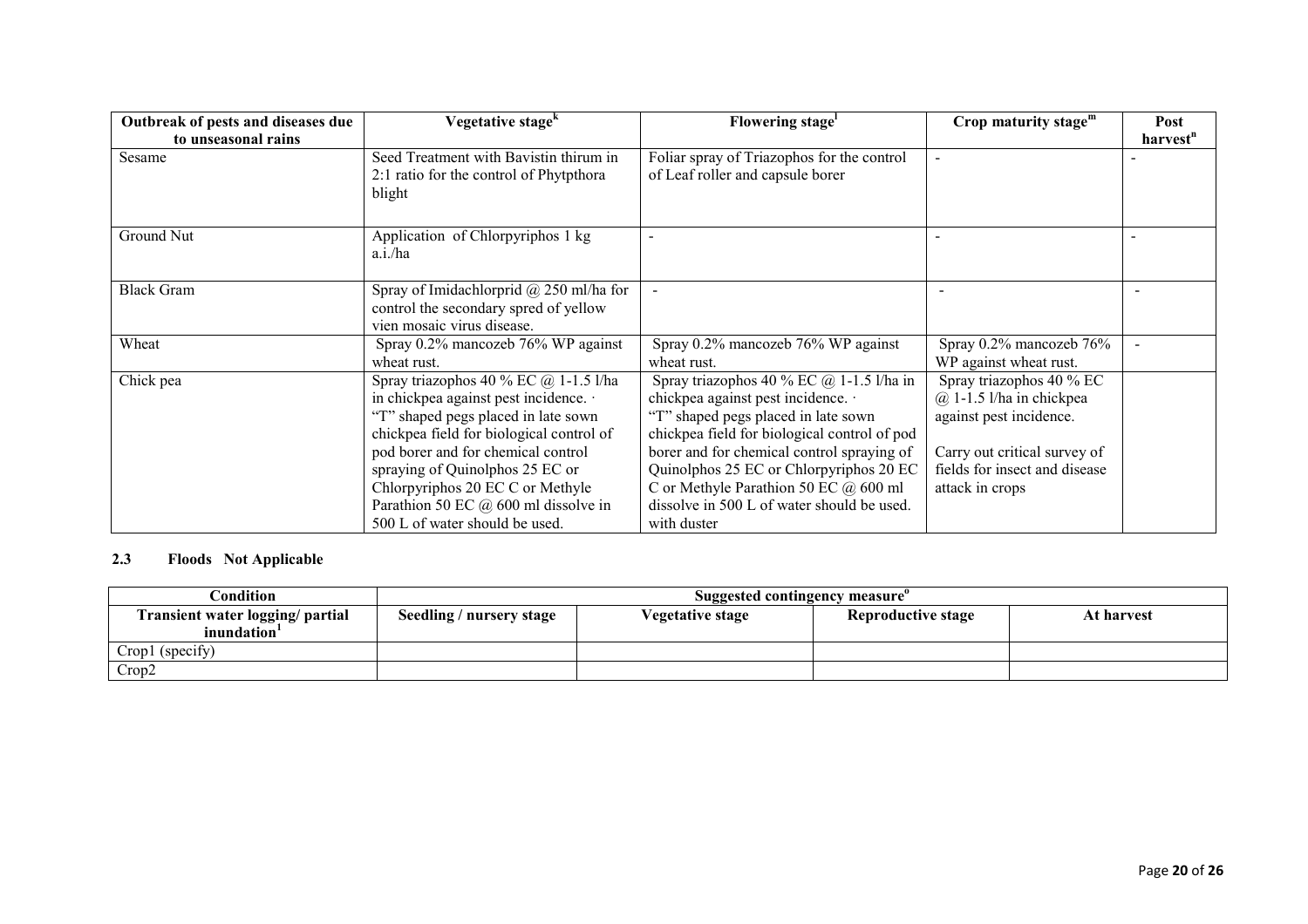| Outbreak of pests and diseases due to unseasonal rains | Vegetative stage[k] | Flowering stage[l] | Crop maturity stage[m] | Post harvest[n] |
|---|---|---|---|---|
| Sesame | Seed Treatment with Bavistin thirum in 2:1 ratio for the control of Phytpthora blight | Foliar spray of Triazophos for the control of Leaf roller and capsule borer | - | - |
| Ground Nut | Application of Chlorpyriphos 1 kg a.i./ha | - | - | - |
| Black Gram | Spray of Imidachlorprid @ 250 ml/ha for control the secondary spred of yellow vien mosaic virus disease. | - | - | - |
| Wheat | Spray 0.2% mancozeb 76% WP against wheat rust. | Spray 0.2% mancozeb 76% WP against wheat rust. | Spray 0.2% mancozeb 76% WP against wheat rust. | - |
| Chick pea | Spray triazophos 40 % EC @ 1-1.5 l/ha in chickpea against pest incidence. · "T" shaped pegs placed in late sown chickpea field for biological control of pod borer and for chemical control spraying of Quinolphos 25 EC or Chlorpyriphos 20 EC C or Methyle Parathion 50 EC @ 600 ml dissolve in 500 L of water should be used. | Spray triazophos 40 % EC @ 1-1.5 l/ha in chickpea against pest incidence. · "T" shaped pegs placed in late sown chickpea field for biological control of pod borer and for chemical control spraying of Quinolphos 25 EC or Chlorpyriphos 20 EC C or Methyle Parathion 50 EC @ 600 ml dissolve in 500 L of water should be used. with duster | Spray triazophos 40 % EC @ 1-1.5 l/ha in chickpea against pest incidence.<br><br>Carry out critical survey of fields for insect and disease attack in crops | |

### 2.3 Floods Not Applicable

| Condition | Suggested contingency measure[o] | | | |
|---|---|---|---|---|
| Transient water logging/ partial inundation[1] | Seedling / nursery stage | Vegetative stage | Reproductive stage | At harvest |
| Crop1 (specify) | | | | |
| Crop2 | | | | |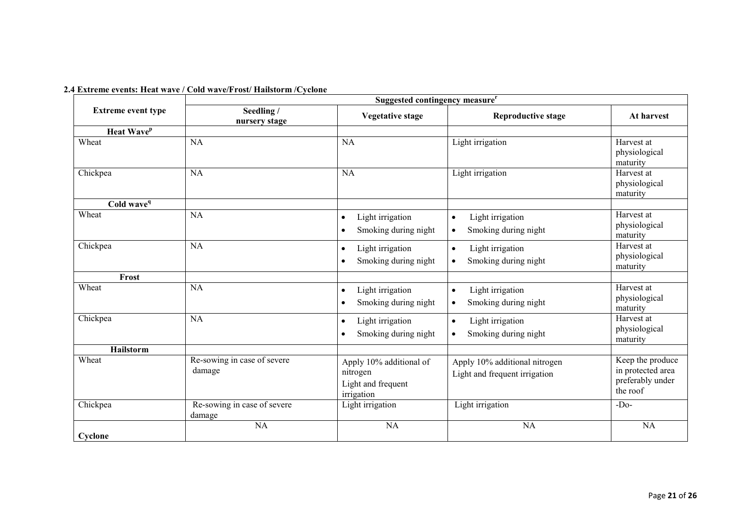### 2.4 Extreme events: Heat wave / Cold wave/Frost/ Hailstorm /Cyclone

| Extreme event type | Suggested contingency measure[r] | | | |
|---|---|---|---|---|
| | Seedling / nursery stage | Vegetative stage | Reproductive stage | At harvest |
| **Heat Wave[p]** | | | | |
| Wheat | NA | NA | Light irrigation | Harvest at physiological maturity |
| Chickpea | NA | NA | Light irrigation | Harvest at physiological maturity |
| **Cold wave[q]** | | | | |
| Wheat | NA | • Light irrigation<br>• Smoking during night | • Light irrigation<br>• Smoking during night | Harvest at physiological maturity |
| Chickpea | NA | • Light irrigation<br>• Smoking during night | • Light irrigation<br>• Smoking during night | Harvest at physiological maturity |
| **Frost** | | | | |
| Wheat | NA | • Light irrigation<br>• Smoking during night | • Light irrigation<br>• Smoking during night | Harvest at physiological maturity |
| Chickpea | NA | • Light irrigation<br>• Smoking during night | • Light irrigation<br>• Smoking during night | Harvest at physiological maturity |
| **Hailstorm** | | | | |
| Wheat | Re-sowing in case of severe damage | Apply 10% additional of nitrogen<br>Light and frequent irrigation | Apply 10% additional nitrogen<br>Light and frequent irrigation | Keep the produce in protected area preferably under the roof |
| Chickpea | Re-sowing in case of severe damage | Light irrigation | Light irrigation | -Do- |
| **Cyclone** | NA | NA | NA | NA |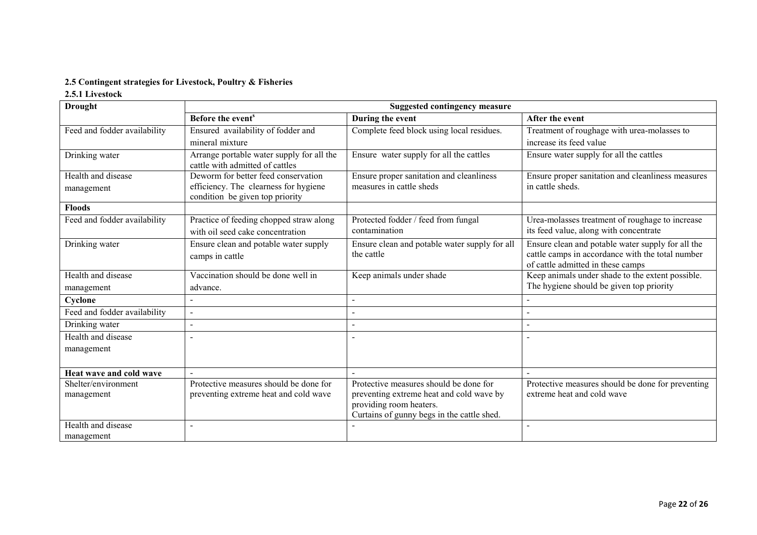**2.5 Contingent strategies for Livestock, Poultry & Fisheries**

**2.5.1 Livestock**

| **Drought** | **Suggested contingency measure** | | |
|---|---|---|---|
| | **Before the event**[s] | **During the event** | **After the event** |
| Feed and fodder availability | Ensured availability of fodder and mineral mixture | Complete feed block using local residues. | Treatment of roughage with urea-molasses to increase its feed value |
| Drinking water | Arrange portable water supply for all the cattle with admitted of cattles | Ensure water supply for all the cattles | Ensure water supply for all the cattles |
| Health and disease management | Deworm for better feed conservation efficiency. The clearness for hygiene condition be given top priority | Ensure proper sanitation and cleanliness measures in cattle sheds | Ensure proper sanitation and cleanliness measures in cattle sheds. |
| **Floods** | | | |
| Feed and fodder availability | Practice of feeding chopped straw along with oil seed cake concentration | Protected fodder / feed from fungal contamination | Urea-molasses treatment of roughage to increase its feed value, along with concentrate |
| Drinking water | Ensure clean and potable water supply camps in cattle | Ensure clean and potable water supply for all the cattle | Ensure clean and potable water supply for all the cattle camps in accordance with the total number of cattle admitted in these camps |
| Health and disease management | Vaccination should be done well in advance. | Keep animals under shade | Keep animals under shade to the extent possible. The hygiene should be given top priority |
| **Cyclone** | - | - | - |
| Feed and fodder availability | - | - | - |
| Drinking water | - | - | - |
| Health and disease management | - | - | - |
| **Heat wave and cold wave** | - | - | - |
| Shelter/environment management | Protective measures should be done for preventing extreme heat and cold wave | Protective measures should be done for preventing extreme heat and cold wave by providing room heaters. Curtains of gunny begs in the cattle shed. | Protective measures should be done for preventing extreme heat and cold wave |
| Health and disease management | - | - | - |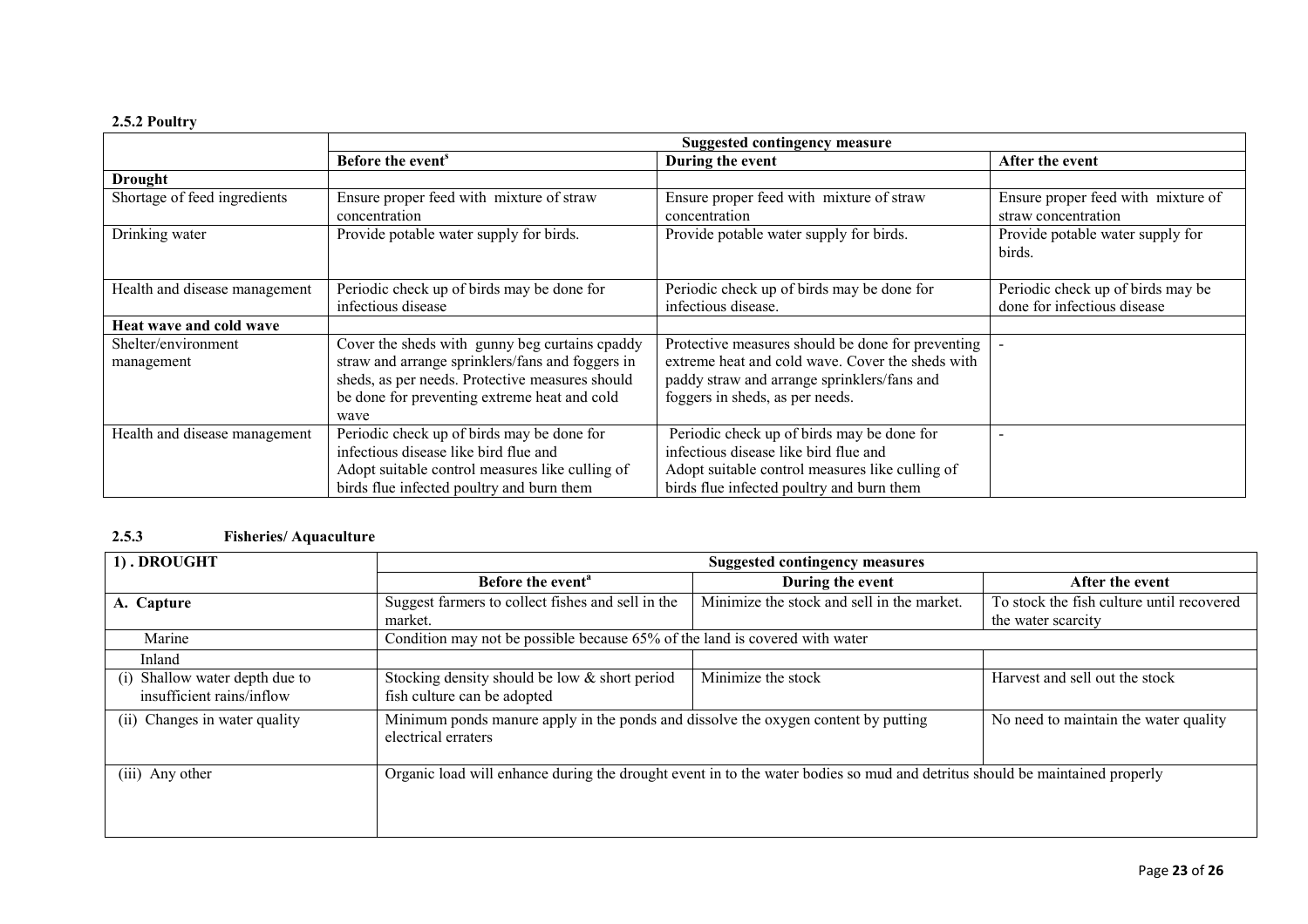**2.5.2 Poultry**

| | Suggested contingency measure | | |
|---|---|---|---|
| | Before the event[s] | During the event | After the event |
| **Drought** | | | |
| Shortage of feed ingredients | Ensure proper feed with mixture of straw concentration | Ensure proper feed with mixture of straw concentration | Ensure proper feed with mixture of straw concentration |
| Drinking water | Provide potable water supply for birds. | Provide potable water supply for birds. | Provide potable water supply for birds. |
| Health and disease management | Periodic check up of birds may be done for infectious disease | Periodic check up of birds may be done for infectious disease. | Periodic check up of birds may be done for infectious disease |
| **Heat wave and cold wave** | | | |
| Shelter/environment management | Cover the sheds with gunny beg curtains cpaddy straw and arrange sprinklers/fans and foggers in sheds, as per needs. Protective measures should be done for preventing extreme heat and cold wave | Protective measures should be done for preventing extreme heat and cold wave. Cover the sheds with paddy straw and arrange sprinklers/fans and foggers in sheds, as per needs. | - |
| Health and disease management | Periodic check up of birds may be done for infectious disease like bird flue and Adopt suitable control measures like culling of birds flue infected poultry and burn them | Periodic check up of birds may be done for infectious disease like bird flue and Adopt suitable control measures like culling of birds flue infected poultry and burn them | - |

**2.5.3 Fisheries/ Aquaculture**

| 1) . DROUGHT | Suggested contingency measures | | |
|---|---|---|---|
| | Before the event[a] | During the event | After the event |
| **A. Capture** | Suggest farmers to collect fishes and sell in the market. | Minimize the stock and sell in the market. | To stock the fish culture until recovered the water scarcity |
| Marine | Condition may not be possible because 65% of the land is covered with water | | |
| Inland | | | |
| (i) Shallow water depth due to insufficient rains/inflow | Stocking density should be low & short period fish culture can be adopted | Minimize the stock | Harvest and sell out the stock |
| (ii) Changes in water quality | Minimum ponds manure apply in the ponds and dissolve the oxygen content by putting electrical erraters | | No need to maintain the water quality |
| (iii) Any other | Organic load will enhance during the drought event in to the water bodies so mud and detritus should be maintained properly | | |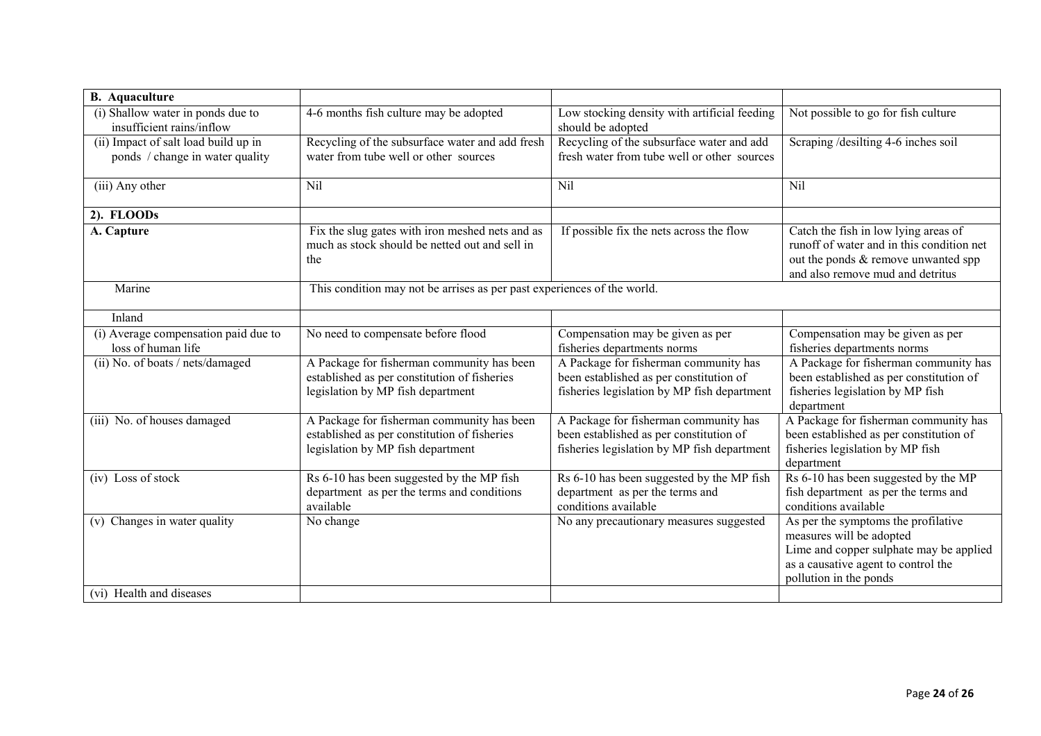| **B. Aquaculture** | | | |
|---|---|---|---|
| (i) Shallow water in ponds due to insufficient rains/inflow | 4-6 months fish culture may be adopted | Low stocking density with artificial feeding should be adopted | Not possible to go for fish culture |
| (ii) Impact of salt load build up in ponds / change in water quality | Recycling of the subsurface water and add fresh water from tube well or other sources | Recycling of the subsurface water and add fresh water from tube well or other sources | Scraping /desilting 4-6 inches soil |
| (iii) Any other | Nil | Nil | Nil |
| **2). FLOODs** | | | |
| **A. Capture** | Fix the slug gates with iron meshed nets and as much as stock should be netted out and sell in the | If possible fix the nets across the flow | Catch the fish in low lying areas of runoff of water and in this condition net out the ponds & remove unwanted spp and also remove mud and detritus |
| Marine | This condition may not be arrises as per past experiences of the world. | | |
| Inland | | | |
| (i) Average compensation paid due to loss of human life | No need to compensate before flood | Compensation may be given as per fisheries departments norms | Compensation may be given as per fisheries departments norms |
| (ii) No. of boats / nets/damaged | A Package for fisherman community has been established as per constitution of fisheries legislation by MP fish department | A Package for fisherman community has been established as per constitution of fisheries legislation by MP fish department | A Package for fisherman community has been established as per constitution of fisheries legislation by MP fish department |
| (iii) No. of houses damaged | A Package for fisherman community has been established as per constitution of fisheries legislation by MP fish department | A Package for fisherman community has been established as per constitution of fisheries legislation by MP fish department | A Package for fisherman community has been established as per constitution of fisheries legislation by MP fish department |
| (iv) Loss of stock | Rs 6-10 has been suggested by the MP fish department as per the terms and conditions available | Rs 6-10 has been suggested by the MP fish department as per the terms and conditions available | Rs 6-10 has been suggested by the MP fish department as per the terms and conditions available |
| (v) Changes in water quality | No change | No any precautionary measures suggested | As per the symptoms the profilative measures will be adopted<br>Lime and copper sulphate may be applied as a causative agent to control the pollution in the ponds |
| (vi) Health and diseases | | | |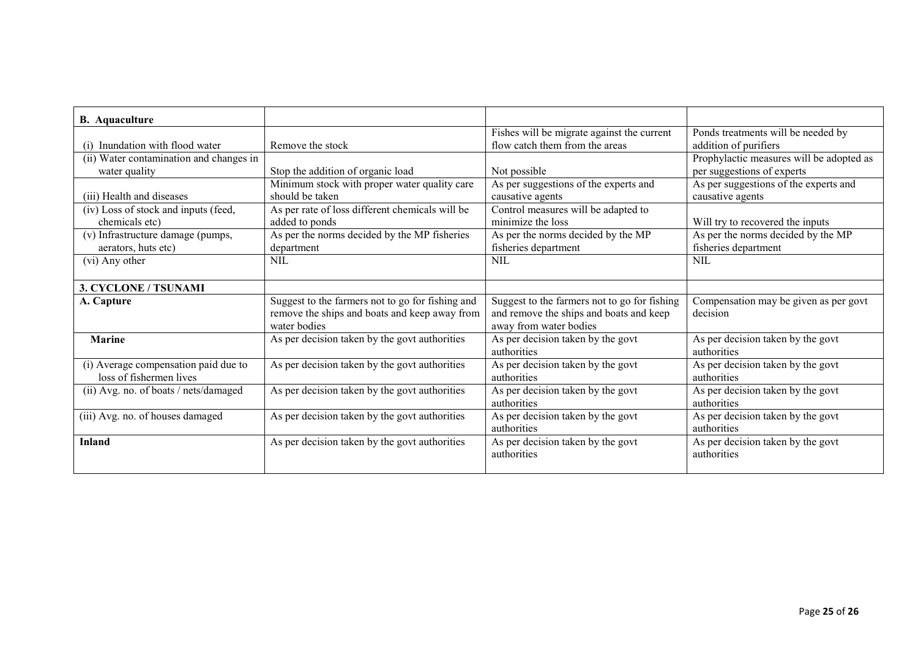| **B. Aquaculture** | | | |
|---|---|---|---|
| (i) Inundation with flood water | Remove the stock | Fishes will be migrate against the current flow catch them from the areas | Ponds treatments will be needed by addition of purifiers |
| (ii) Water contamination and changes in water quality | Stop the addition of organic load | Not possible | Prophylactic measures will be adopted as per suggestions of experts |
| (iii) Health and diseases | Minimum stock with proper water quality care should be taken | As per suggestions of the experts and causative agents | As per suggestions of the experts and causative agents |
| (iv) Loss of stock and inputs (feed, chemicals etc) | As per rate of loss different chemicals will be added to ponds | Control measures will be adapted to minimize the loss | Will try to recovered the inputs |
| (v) Infrastructure damage (pumps, aerators, huts etc) | As per the norms decided by the MP fisheries department | As per the norms decided by the MP fisheries department | As per the norms decided by the MP fisheries department |
| (vi) Any other | NIL | NIL | NIL |
| **3. CYCLONE / TSUNAMI** | | | |
| **A. Capture** | Suggest to the farmers not to go for fishing and remove the ships and boats and keep away from water bodies | Suggest to the farmers not to go for fishing and remove the ships and boats and keep away from water bodies | Compensation may be given as per govt decision |
| **Marine** | As per decision taken by the govt authorities | As per decision taken by the govt authorities | As per decision taken by the govt authorities |
| (i) Average compensation paid due to loss of fishermen lives | As per decision taken by the govt authorities | As per decision taken by the govt authorities | As per decision taken by the govt authorities |
| (ii) Avg. no. of boats / nets/damaged | As per decision taken by the govt authorities | As per decision taken by the govt authorities | As per decision taken by the govt authorities |
| (iii) Avg. no. of houses damaged | As per decision taken by the govt authorities | As per decision taken by the govt authorities | As per decision taken by the govt authorities |
| **Inland** | As per decision taken by the govt authorities | As per decision taken by the govt authorities | As per decision taken by the govt authorities |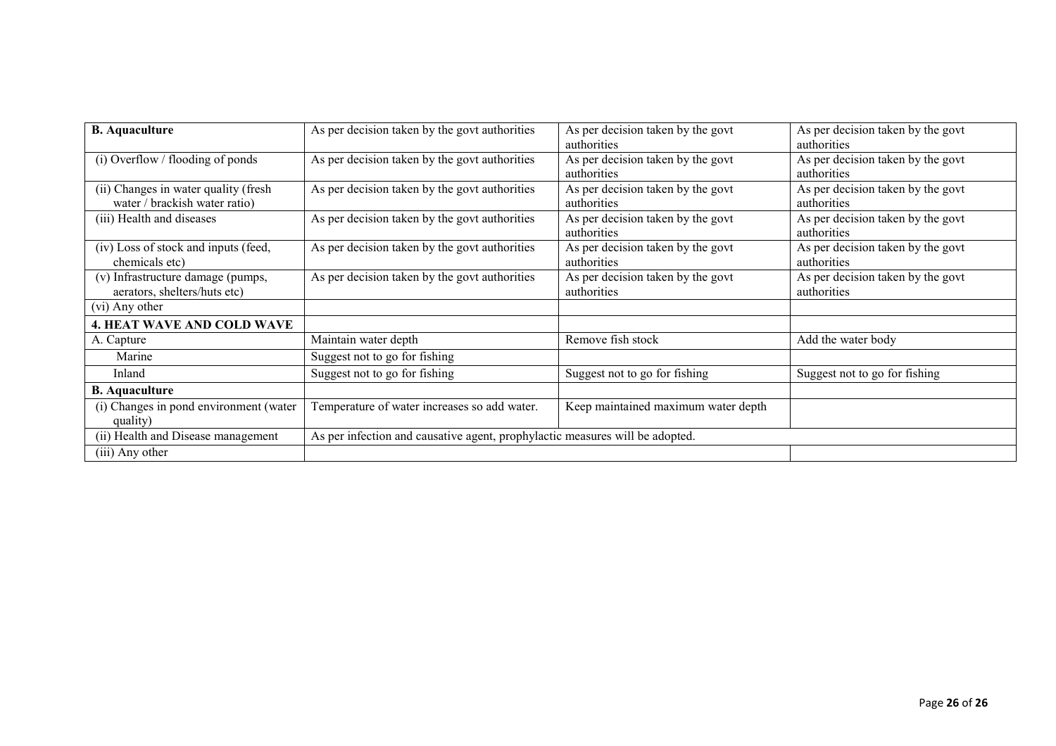| | | | |
|---|---|---|---|
| **B. Aquaculture** | As per decision taken by the govt authorities | As per decision taken by the govt authorities | As per decision taken by the govt authorities |
| (i) Overflow / flooding of ponds | As per decision taken by the govt authorities | As per decision taken by the govt authorities | As per decision taken by the govt authorities |
| (ii) Changes in water quality (fresh water / brackish water ratio) | As per decision taken by the govt authorities | As per decision taken by the govt authorities | As per decision taken by the govt authorities |
| (iii) Health and diseases | As per decision taken by the govt authorities | As per decision taken by the govt authorities | As per decision taken by the govt authorities |
| (iv) Loss of stock and inputs (feed, chemicals etc) | As per decision taken by the govt authorities | As per decision taken by the govt authorities | As per decision taken by the govt authorities |
| (v) Infrastructure damage (pumps, aerators, shelters/huts etc) | As per decision taken by the govt authorities | As per decision taken by the govt authorities | As per decision taken by the govt authorities |
| (vi) Any other | | | |
| **4. HEAT WAVE AND COLD WAVE** | | | |
| A. Capture | Maintain water depth | Remove fish stock | Add the water body |
| Marine | Suggest not to go for fishing | | |
| Inland | Suggest not to go for fishing | Suggest not to go for fishing | Suggest not to go for fishing |
| **B. Aquaculture** | | | |
| (i) Changes in pond environment (water quality) | Temperature of water increases so add water. | Keep maintained maximum water depth | |
| (ii) Health and Disease management | As per infection and causative agent, prophylactic measures will be adopted. | | |
| (iii) Any other | | | |